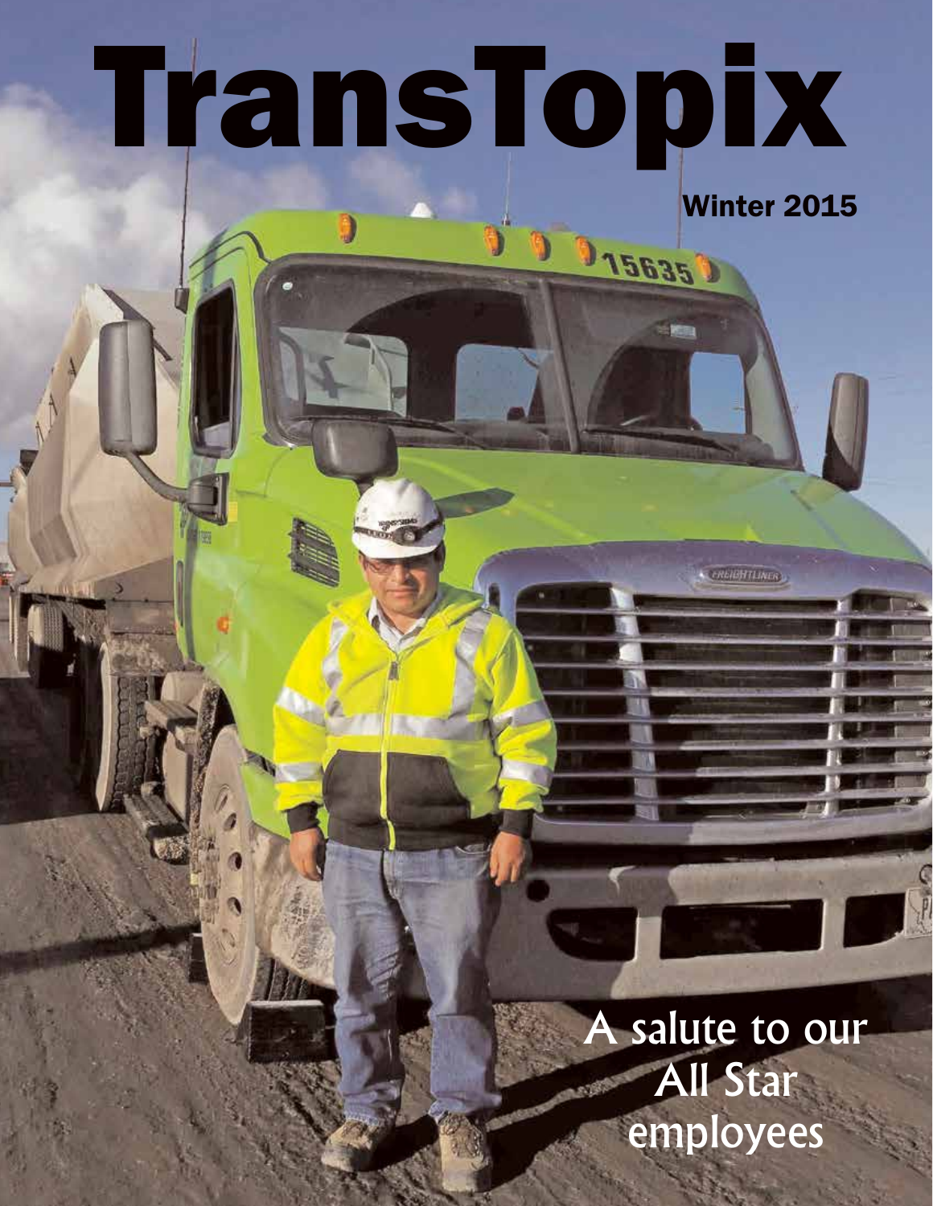# TransTopix

Winter 2015

A salute to our All Star employees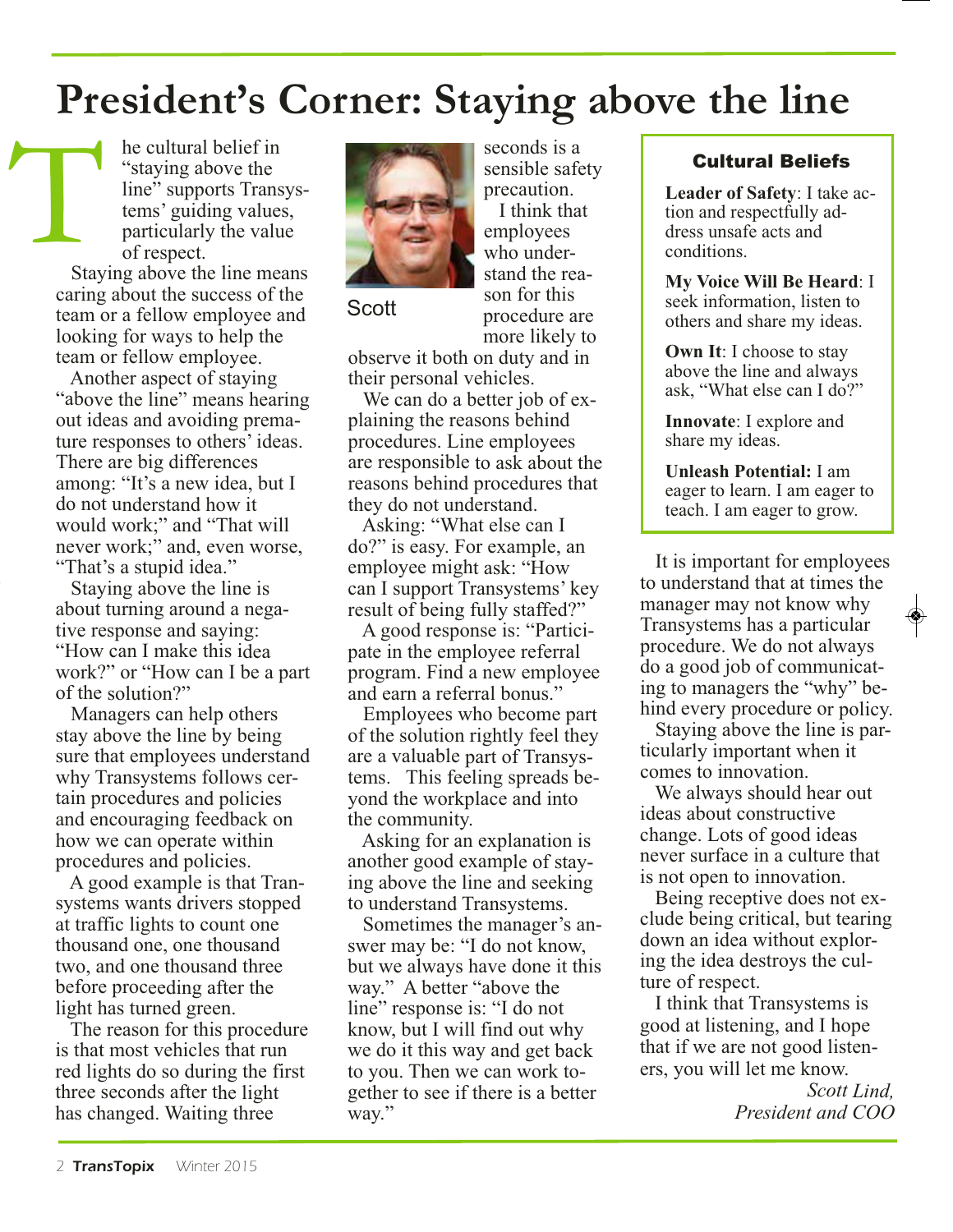# President's Corner: Staying above the line

The cultural belief in "staying above the line" supports Transystems' guiding values, particularly the value of respect.

Staying above the line means caring about the success of the team or a fellow employee and looking for ways to help the team or fellow employee.

Another aspect of staying "above the line" means hearing out ideas and avoiding premature responses to others' ideas. There are big differences among: "It's a new idea, but I do not understand how it would work;" and "That will never work;" and, even worse, "That's a stupid idea."

Staying above the line is about turning around a negative response and saying: "How can I make this idea work?" or "How can I be a part of the solution?"

Managers can help others stay above the line by being sure that employees understand why Transystems follows certain procedures and policies and encouraging feedback on how we can operate within procedures and policies.

A good example is that Transystems wants drivers stopped at traffic lights to count one thousand one, one thousand two, and one thousand three before proceeding after the light has turned green.

The reason for this procedure is that most vehicles that run red lights do so during the first three seconds after the light has changed. Waiting three seconds is a sensible safety precaution.

Scott

I think that employees who understand the reason for this procedure are more likely to observe it both on duty and in their personal vehicles.

We can do a better job of explaining the reasons behind procedures. Line employees are responsible to ask about the reasons behind procedures that they do not understand.

Asking: "What else can I do?" is easy. For example, an employee might ask: "How can I support Transystems' key result of being fully staffed?"

A good response is: "Participate in the employee referral program. Find a new employee and earn a referral bonus."

Employees who become part of the solution rightly feel they are a valuable part of Transystems. This feeling spreads beyond the workplace and into the community.

Asking for an explanation is another good example of staying above the line and seeking to understand Transystems.

Sometimes the manager's answer may be: "I do not know, but we always have done it this way." A better "above the line" response is: "I do not know, but I will find out why we do it this way and get back to you. Then we can work together to see if there is a better way."

> **Cultural Beliefs**
>
> **Leader of Safety**: I take action and respectfully address unsafe acts and conditions.
>
> **My Voice Will Be Heard**: I seek information, listen to others and share my ideas.
>
> **Own It**: I choose to stay above the line and always ask, "What else can I do?"
>
> **Innovate**: I explore and share my ideas.
>
> **Unleash Potential:** I am eager to learn. I am eager to teach. I am eager to grow.

It is important for employees to understand that at times the manager may not know why Transystems has a particular procedure. We do not always do a good job of communicating to managers the "why" behind every procedure or policy.

Staying above the line is particularly important when it comes to innovation.

We always should hear out ideas about constructive change. Lots of good ideas never surface in a culture that is not open to innovation.

Being receptive does not exclude being critical, but tearing down an idea without exploring the idea destroys the culture of respect.

I think that Transystems is good at listening, and I hope that if we are not good listeners, you will let me know.

*Scott Lind,*
*President and COO*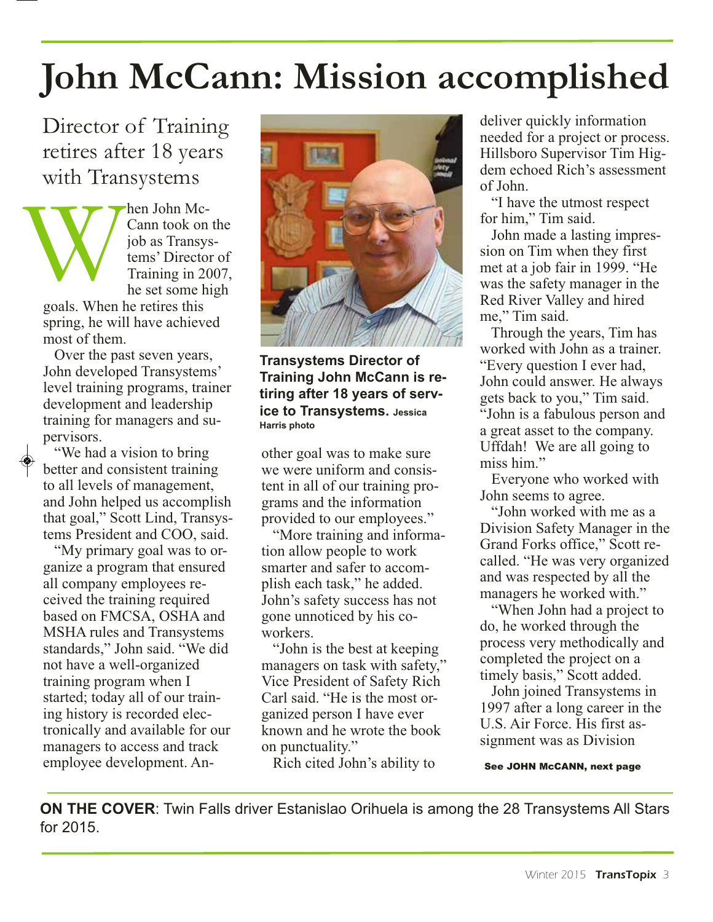# John McCann: Mission accomplished

## Director of Training retires after 18 years with Transystems

When John McCann took on the job as Transystems' Director of Training in 2007, he set some high goals. When he retires this spring, he will have achieved most of them.

Over the past seven years, John developed Transystems' level training programs, trainer development and leadership training for managers and supervisors.

"We had a vision to bring better and consistent training to all levels of management, and John helped us accomplish that goal," Scott Lind, Transystems President and COO, said.

"My primary goal was to organize a program that ensured all company employees received the training required based on FMCSA, OSHA and MSHA rules and Transystems standards," John said. "We did not have a well-organized training program when I started; today all of our training history is recorded electronically and available for our managers to access and track employee development. Another goal was to make sure we were uniform and consistent in all of our training programs and the information provided to our employees."

**Transystems Director of Training John McCann is retiring after 18 years of service to Transystems.** Jessica Harris photo

"More training and information allow people to work smarter and safer to accomplish each task," he added.

John's safety success has not gone unnoticed by his coworkers.

"John is the best at keeping managers on task with safety," Vice President of Safety Rich Carl said. "He is the most organized person I have ever known and he wrote the book on punctuality."

Rich cited John's ability to deliver quickly information needed for a project or process. Hillsboro Supervisor Tim Higdem echoed Rich's assessment of John.

"I have the utmost respect for him," Tim said.

John made a lasting impression on Tim when they first met at a job fair in 1999. "He was the safety manager in the Red River Valley and hired me," Tim said.

Through the years, Tim has worked with John as a trainer. "Every question I ever had, John could answer. He always gets back to you," Tim said. "John is a fabulous person and a great asset to the company. Uffdah! We are all going to miss him."

Everyone who worked with John seems to agree.

"John worked with me as a Division Safety Manager in the Grand Forks office," Scott recalled. "He was very organized and was respected by all the managers he worked with."

"When John had a project to do, he worked through the process very methodically and completed the project on a timely basis," Scott added.

John joined Transystems in 1997 after a long career in the U.S. Air Force. His first assignment was as Division

**See JOHN McCANN, next page**

**ON THE COVER**: Twin Falls driver Estanislao Orihuela is among the 28 Transystems All Stars for 2015.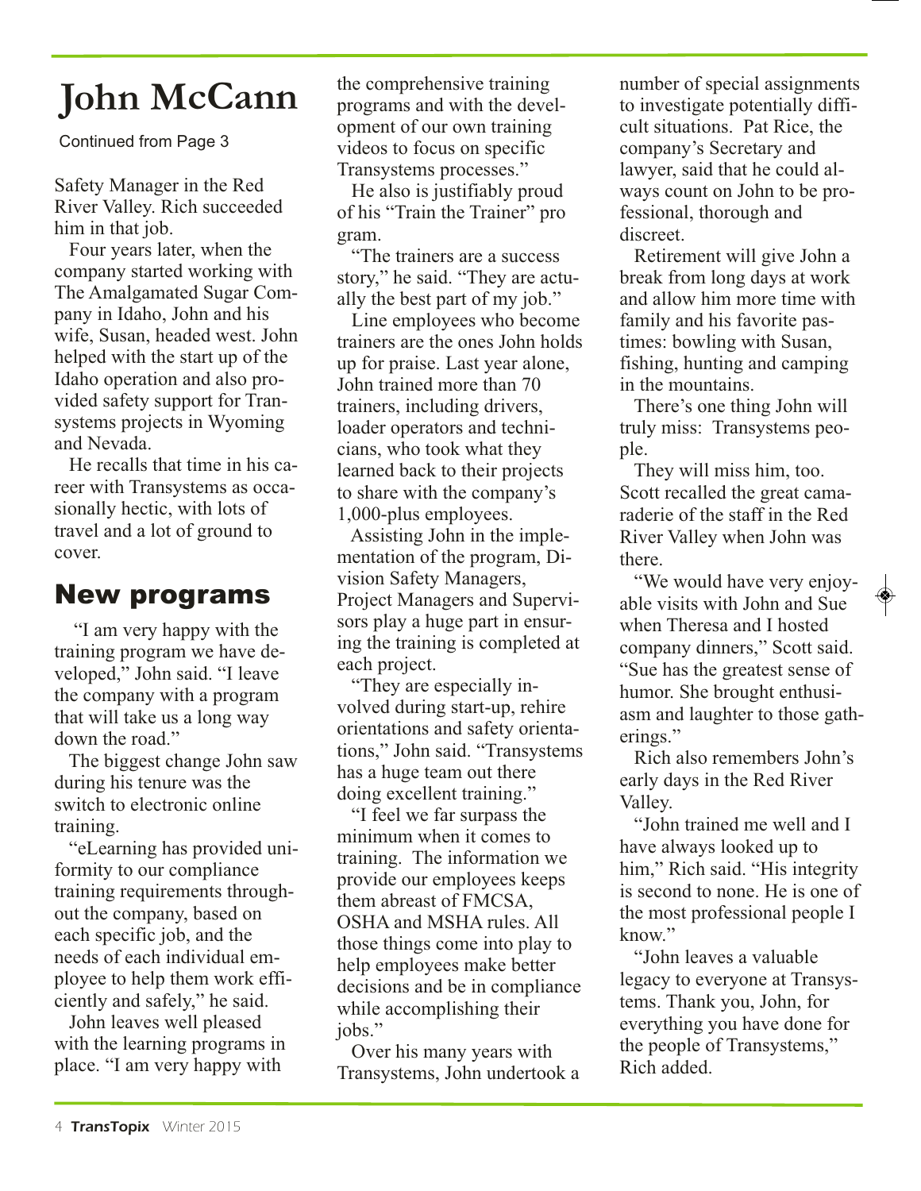# John McCann

Continued from Page 3

Safety Manager in the Red River Valley. Rich succeeded him in that job.

Four years later, when the company started working with The Amalgamated Sugar Company in Idaho, John and his wife, Susan, headed west. John helped with the start up of the Idaho operation and also provided safety support for Transystems projects in Wyoming and Nevada.

He recalls that time in his career with Transystems as occasionally hectic, with lots of travel and a lot of ground to cover.

## New programs

"I am very happy with the training program we have developed," John said. "I leave the company with a program that will take us a long way down the road."

The biggest change John saw during his tenure was the switch to electronic online training.

"eLearning has provided uniformity to our compliance training requirements throughout the company, based on each specific job, and the needs of each individual employee to help them work efficiently and safely," he said.

John leaves well pleased with the learning programs in place. "I am very happy with the comprehensive training programs and with the development of our own training videos to focus on specific Transystems processes."

He also is justifiably proud of his "Train the Trainer" program.

"The trainers are a success story," he said. "They are actually the best part of my job."

Line employees who become trainers are the ones John holds up for praise. Last year alone, John trained more than 70 trainers, including drivers, loader operators and technicians, who took what they learned back to their projects to share with the company's 1,000-plus employees.

Assisting John in the implementation of the program, Division Safety Managers, Project Managers and Supervisors play a huge part in ensuring the training is completed at each project.

"They are especially involved during start-up, rehire orientations and safety orientations," John said. "Transystems has a huge team out there doing excellent training."

"I feel we far surpass the minimum when it comes to training. The information we provide our employees keeps them abreast of FMCSA, OSHA and MSHA rules. All those things come into play to help employees make better decisions and be in compliance while accomplishing their jobs."

Over his many years with Transystems, John undertook a number of special assignments to investigate potentially difficult situations. Pat Rice, the company's Secretary and lawyer, said that he could always count on John to be professional, thorough and discreet.

Retirement will give John a break from long days at work and allow him more time with family and his favorite pastimes: bowling with Susan, fishing, hunting and camping in the mountains.

There's one thing John will truly miss: Transystems people.

They will miss him, too. Scott recalled the great camaraderie of the staff in the Red River Valley when John was there.

"We would have very enjoyable visits with John and Sue when Theresa and I hosted company dinners," Scott said. "Sue has the greatest sense of humor. She brought enthusiasm and laughter to those gatherings."

Rich also remembers John's early days in the Red River Valley.

"John trained me well and I have always looked up to him," Rich said. "His integrity is second to none. He is one of the most professional people I know."

"John leaves a valuable legacy to everyone at Transystems. Thank you, John, for everything you have done for the people of Transystems," Rich added.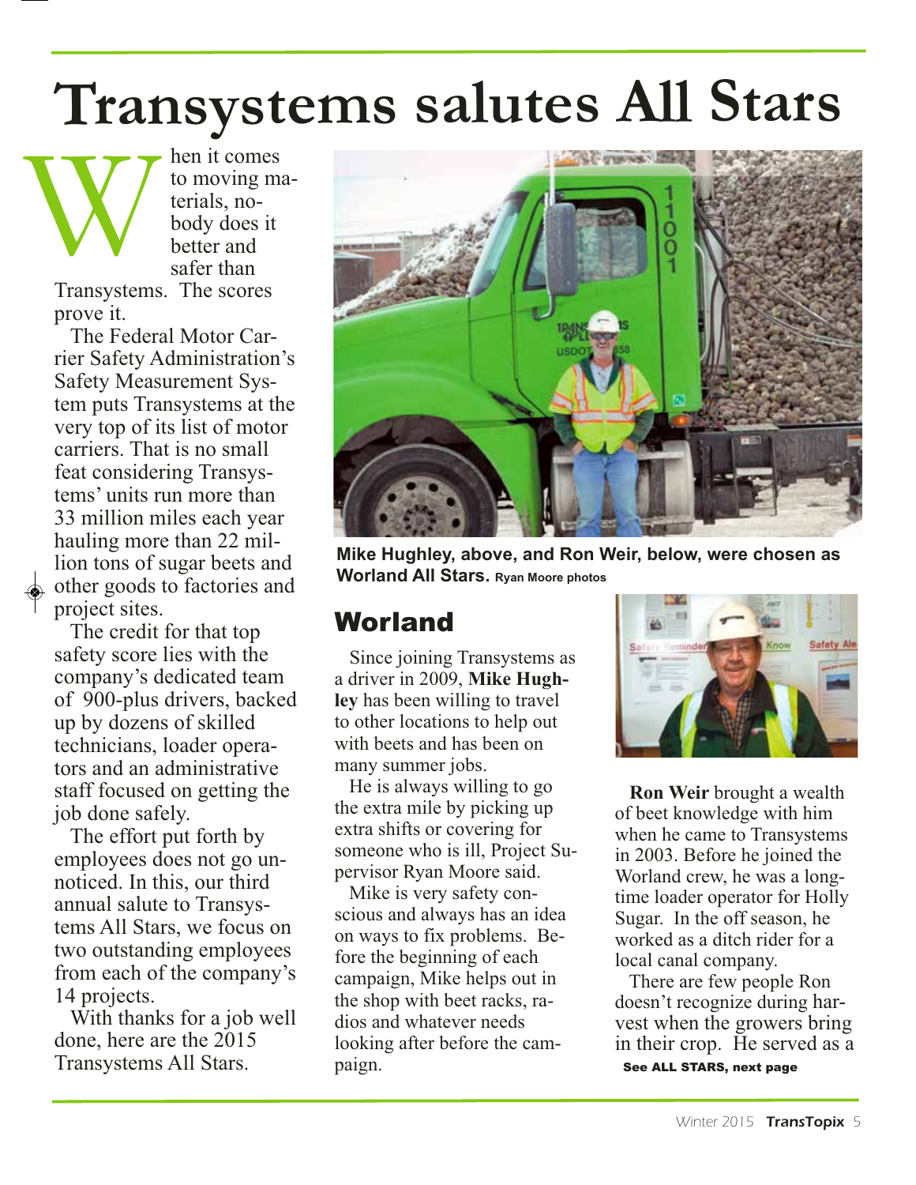# Transystems salutes All Stars

When it comes to moving materials, nobody does it better and safer than Transystems. The scores prove it.

The Federal Motor Carrier Safety Administration's Safety Measurement System puts Transystems at the very top of its list of motor carriers. That is no small feat considering Transystems' units run more than 33 million miles each year hauling more than 22 million tons of sugar beets and other goods to factories and project sites.

The credit for that top safety score lies with the company's dedicated team of 900-plus drivers, backed up by dozens of skilled technicians, loader operators and an administrative staff focused on getting the job done safely.

The effort put forth by employees does not go unnoticed. In this, our third annual salute to Transystems All Stars, we focus on two outstanding employees from each of the company's 14 projects.

With thanks for a job well done, here are the 2015 Transystems All Stars.

**Mike Hughley, above, and Ron Weir, below, were chosen as Worland All Stars.** Ryan Moore photos

## Worland

Since joining Transystems as a driver in 2009, **Mike Hughley** has been willing to travel to other locations to help out with beets and has been on many summer jobs.

He is always willing to go the extra mile by picking up extra shifts or covering for someone who is ill, Project Supervisor Ryan Moore said.

Mike is very safety conscious and always has an idea on ways to fix problems. Before the beginning of each campaign, Mike helps out in the shop with beet racks, radios and whatever needs looking after before the campaign.

**Ron Weir** brought a wealth of beet knowledge with him when he came to Transystems in 2003. Before he joined the Worland crew, he was a longtime loader operator for Holly Sugar. In the off season, he worked as a ditch rider for a local canal company.

There are few people Ron doesn't recognize during harvest when the growers bring in their crop. He served as a

**See ALL STARS, next page**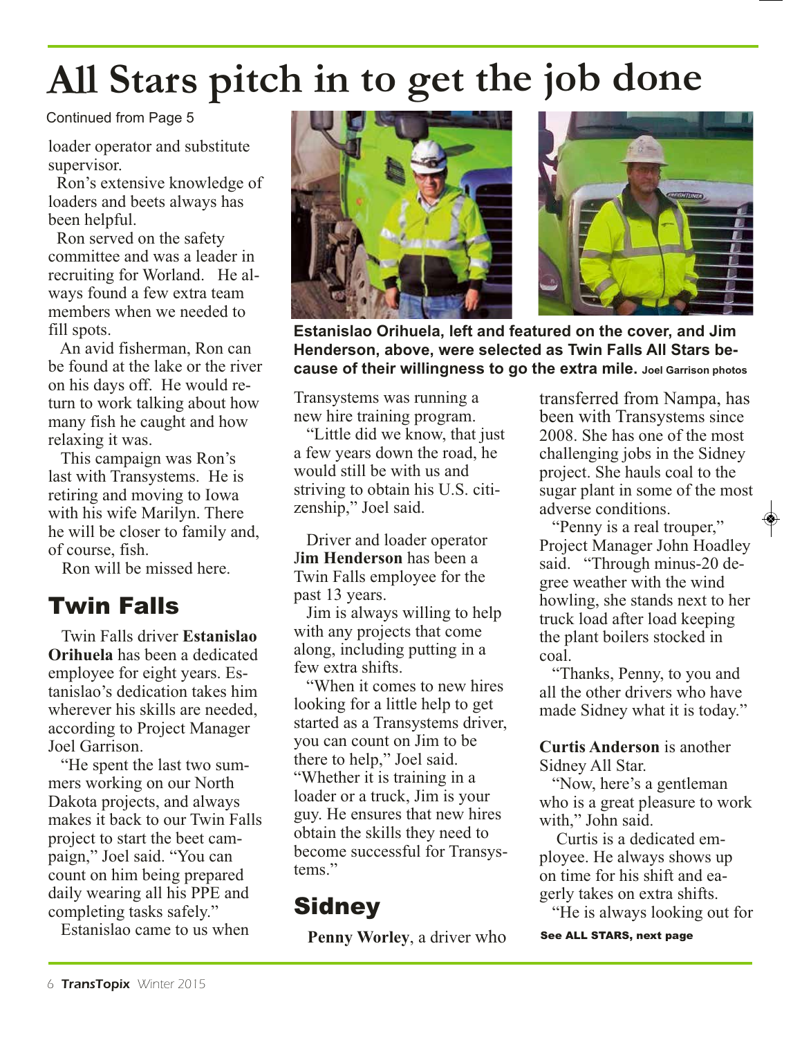# All Stars pitch in to get the job done

Continued from Page 5

loader operator and substitute supervisor.

Ron's extensive knowledge of loaders and beets always has been helpful.

Ron served on the safety committee and was a leader in recruiting for Worland. He always found a few extra team members when we needed to fill spots.

An avid fisherman, Ron can be found at the lake or the river on his days off. He would return to work talking about how many fish he caught and how relaxing it was.

This campaign was Ron's last with Transystems. He is retiring and moving to Iowa with his wife Marilyn. There he will be closer to family and, of course, fish.

Ron will be missed here.

## Twin Falls

Twin Falls driver **Estanislao Orihuela** has been a dedicated employee for eight years. Estanislao's dedication takes him wherever his skills are needed, according to Project Manager Joel Garrison.

"He spent the last two summers working on our North Dakota projects, and always makes it back to our Twin Falls project to start the beet campaign," Joel said. "You can count on him being prepared daily wearing all his PPE and completing tasks safely."

Estanislao came to us when Transystems was running a new hire training program.

"Little did we know, that just a few years down the road, he would still be with us and striving to obtain his U.S. citizenship," Joel said.

**Estanislao Orihuela, left and featured on the cover, and Jim Henderson, above, were selected as Twin Falls All Stars because of their willingness to go the extra mile.** Joel Garrison photos

Driver and loader operator **Jim Henderson** has been a Twin Falls employee for the past 13 years.

Jim is always willing to help with any projects that come along, including putting in a few extra shifts.

"When it comes to new hires looking for a little help to get started as a Transystems driver, you can count on Jim to be there to help," Joel said. "Whether it is training in a loader or a truck, Jim is your guy. He ensures that new hires obtain the skills they need to become successful for Transystems."

## Sidney

**Penny Worley**, a driver who transferred from Nampa, has been with Transystems since 2008. She has one of the most challenging jobs in the Sidney project. She hauls coal to the sugar plant in some of the most adverse conditions.

"Penny is a real trouper," Project Manager John Hoadley said. "Through minus-20 degree weather with the wind howling, she stands next to her truck load after load keeping the plant boilers stocked in coal.

"Thanks, Penny, to you and all the other drivers who have made Sidney what it is today."

**Curtis Anderson** is another Sidney All Star.

"Now, here's a gentleman who is a great pleasure to work with," John said.

Curtis is a dedicated employee. He always shows up on time for his shift and eagerly takes on extra shifts.

"He is always looking out for

**See ALL STARS, next page**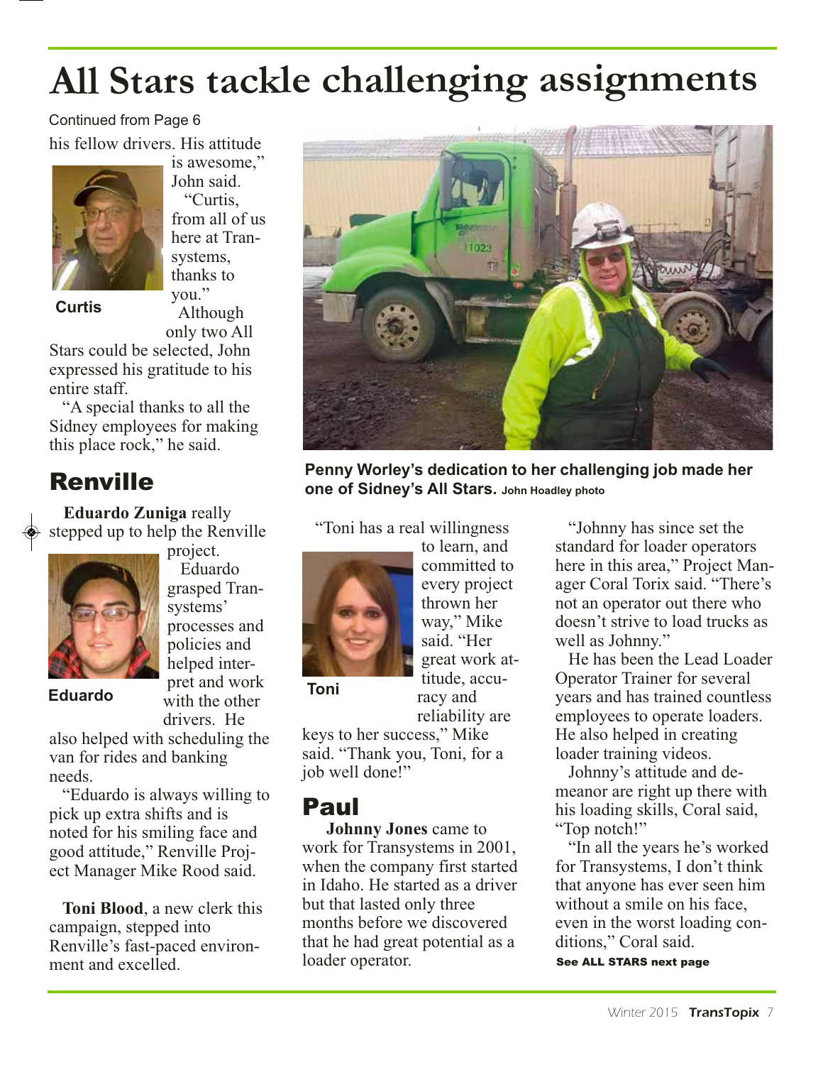# All Stars tackle challenging assignments

Continued from Page 6

his fellow drivers. His attitude is awesome," John said.

Curtis

"Curtis, from all of us here at Transystems, thanks to you."

Although only two All Stars could be selected, John expressed his gratitude to his entire staff.

"A special thanks to all the Sidney employees for making this place rock," he said.

## Renville

**Eduardo Zuniga** really stepped up to help the Renville project.

Eduardo

Eduardo grasped Transystems' processes and policies and helped interpret and work with the other drivers. He also helped with scheduling the van for rides and banking needs.

"Eduardo is always willing to pick up extra shifts and is noted for his smiling face and good attitude," Renville Project Manager Mike Rood said.

**Toni Blood**, a new clerk this campaign, stepped into Renville's fast-paced environment and excelled.

**Penny Worley's dedication to her challenging job made her one of Sidney's All Stars.** John Hoadley photo

"Toni has a real willingness to learn, and committed to every project thrown her way," Mike said. "Her great work attitude, accuracy and reliability are keys to her success," Mike said. "Thank you, Toni, for a job well done!"

Toni

## Paul

**Johnny Jones** came to work for Transystems in 2001, when the company first started in Idaho. He started as a driver but that lasted only three months before we discovered that he had great potential as a loader operator.

"Johnny has since set the standard for loader operators here in this area," Project Manager Coral Torix said. "There's not an operator out there who doesn't strive to load trucks as well as Johnny."

He has been the Lead Loader Operator Trainer for several years and has trained countless employees to operate loaders. He also helped in creating loader training videos.

Johnny's attitude and demeanor are right up there with his loading skills, Coral said, "Top notch!"

"In all the years he's worked for Transystems, I don't think that anyone has ever seen him without a smile on his face, even in the worst loading conditions," Coral said.

**See ALL STARS next page**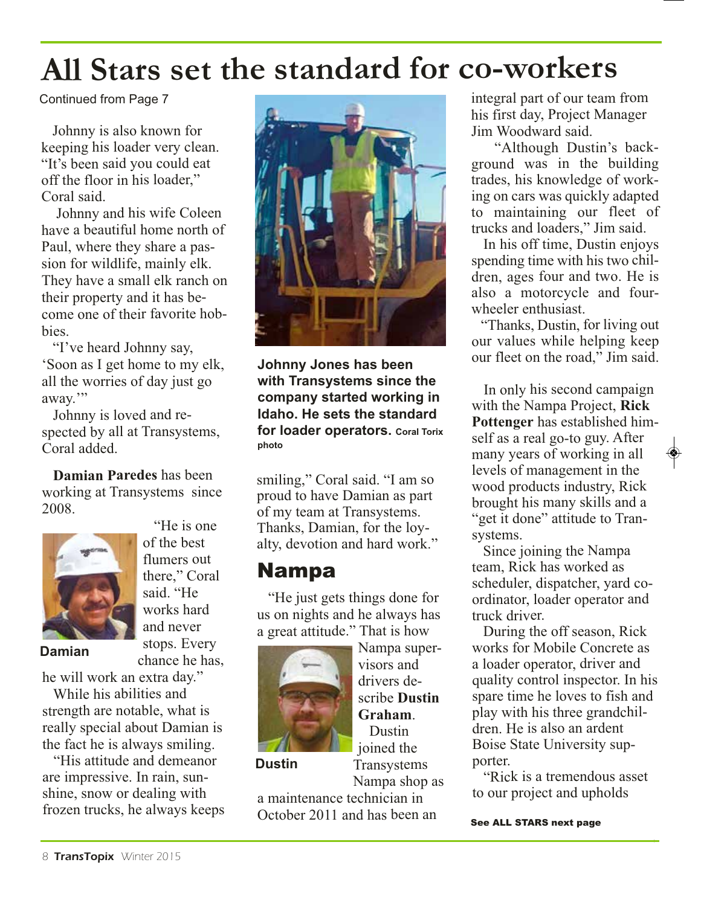# All Stars set the standard for co-workers

Continued from Page 7

Johnny is also known for keeping his loader very clean. "It's been said you could eat off the floor in his loader," Coral said.

Johnny and his wife Coleen have a beautiful home north of Paul, where they share a passion for wildlife, mainly elk. They have a small elk ranch on their property and it has become one of their favorite hobbies.

"I've heard Johnny say, 'Soon as I get home to my elk, all the worries of day just go away.'"

Johnny is loved and respected by all at Transystems, Coral added.

**Johnny Jones has been with Transystems since the company started working in Idaho. He sets the standard for loader operators.** Coral Torix photo

**Damian Paredes** has been working at Transystems since 2008.

**Damian**

"He is one of the best flumers out there," Coral said. "He works hard and never stops. Every chance he has, he will work an extra day."

While his abilities and strength are notable, what is really special about Damian is the fact he is always smiling.

"His attitude and demeanor are impressive. In rain, sunshine, snow or dealing with frozen trucks, he always keeps smiling," Coral said. "I am so proud to have Damian as part of my team at Transystems. Thanks, Damian, for the loyalty, devotion and hard work."

## Nampa

"He just gets things done for us on nights and he always has a great attitude." That is how Nampa supervisors and drivers describe **Dustin Graham**.

**Dustin**

Dustin joined the Transystems Nampa shop as a maintenance technician in October 2011 and has been an integral part of our team from his first day, Project Manager Jim Woodward said.

"Although Dustin's background was in the building trades, his knowledge of working on cars was quickly adapted to maintaining our fleet of trucks and loaders," Jim said.

In his off time, Dustin enjoys spending time with his two children, ages four and two. He is also a motorcycle and four-wheeler enthusiast.

"Thanks, Dustin, for living out our values while helping keep our fleet on the road," Jim said.

In only his second campaign with the Nampa Project, **Rick Pottenger** has established himself as a real go-to guy. After many years of working in all levels of management in the wood products industry, Rick brought his many skills and a "get it done" attitude to Transystems.

Since joining the Nampa team, Rick has worked as scheduler, dispatcher, yard coordinator, loader operator and truck driver.

During the off season, Rick works for Mobile Concrete as a loader operator, driver and quality control inspector. In his spare time he loves to fish and play with his three grandchildren. He is also an ardent Boise State University supporter.

"Rick is a tremendous asset to our project and upholds

**See ALL STARS next page**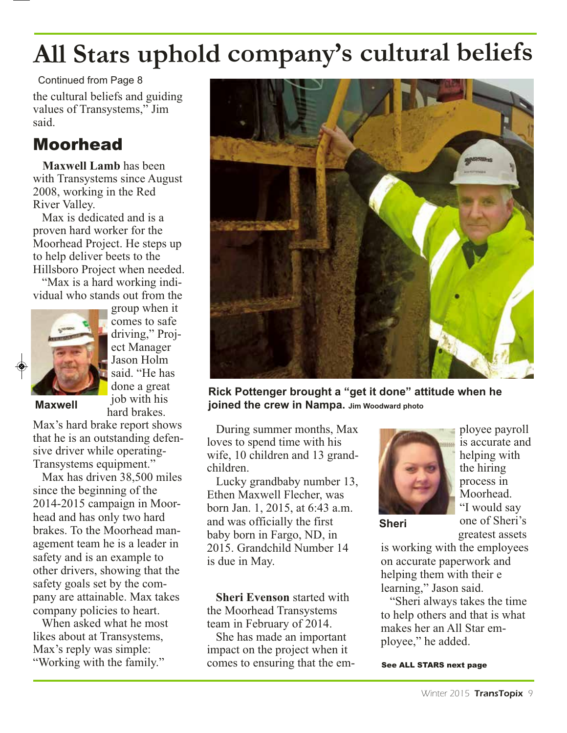# All Stars uphold company's cultural beliefs

Continued from Page 8

the cultural beliefs and guiding values of Transystems," Jim said.

## Moorhead

**Maxwell Lamb** has been with Transystems since August 2008, working in the Red River Valley.

Max is dedicated and is a proven hard worker for the Moorhead Project. He steps up to help deliver beets to the Hillsboro Project when needed.

"Max is a hard working individual who stands out from the group when it comes to safe driving," Project Manager Jason Holm said. "He has done a great job with his hard brakes. Max's hard brake report shows that he is an outstanding defensive driver while operating Transystems equipment."

Maxwell

Max has driven 38,500 miles since the beginning of the 2014-2015 campaign in Moorhead and has only two hard brakes. To the Moorhead management team he is a leader in safety and is an example to other drivers, showing that the safety goals set by the company are attainable. Max takes company policies to heart.

When asked what he most likes about at Transystems, Max's reply was simple: "Working with the family."

During summer months, Max loves to spend time with his wife, 10 children and 13 grandchildren.

Lucky grandbaby number 13, Ethen Maxwell Flecher, was born Jan. 1, 2015, at 6:43 a.m. and was officially the first baby born in Fargo, ND, in 2015. Grandchild Number 14 is due in May.

**Sheri Evenson** started with the Moorhead Transystems team in February of 2014.

She has made an important impact on the project when it comes to ensuring that the employee payroll is accurate and helping with the hiring process in Moorhead. "I would say one of Sheri's greatest assets is working with the employees on accurate paperwork and helping them with their e learning," Jason said.

Sheri

"Sheri always takes the time to help others and that is what makes her an All Star employee," he added.

**Rick Pottenger brought a "get it done" attitude when he joined the crew in Nampa.** Jim Woodward photo

See ALL STARS next page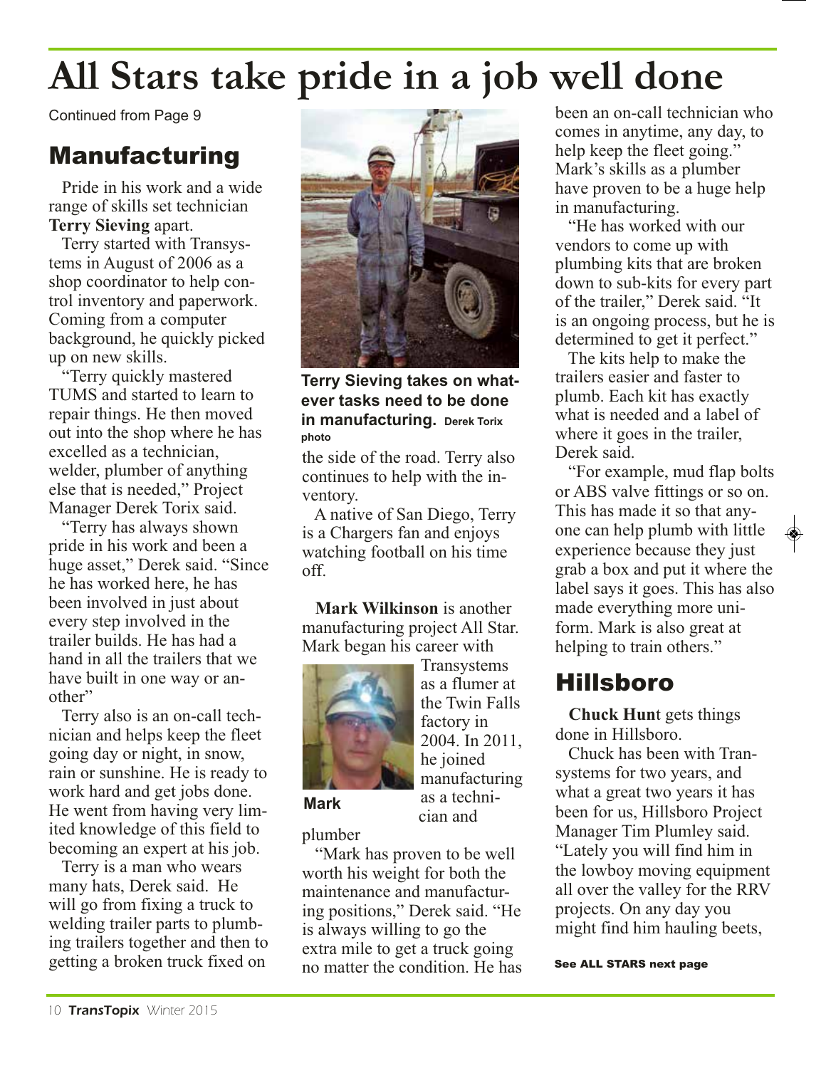# All Stars take pride in a job well done

Continued from Page 9

## Manufacturing

Pride in his work and a wide range of skills set technician **Terry Sieving** apart.

Terry started with Transystems in August of 2006 as a shop coordinator to help control inventory and paperwork. Coming from a computer background, he quickly picked up on new skills.

"Terry quickly mastered TUMS and started to learn to repair things. He then moved out into the shop where he has excelled as a technician, welder, plumber of anything else that is needed," Project Manager Derek Torix said.

"Terry has always shown pride in his work and been a huge asset," Derek said. "Since he has worked here, he has been involved in just about every step involved in the trailer builds. He has had a hand in all the trailers that we have built in one way or another"

Terry also is an on-call technician and helps keep the fleet going day or night, in snow, rain or sunshine. He is ready to work hard and get jobs done. He went from having very limited knowledge of this field to becoming an expert at his job.

Terry is a man who wears many hats, Derek said. He will go from fixing a truck to welding trailer parts to plumbing trailers together and then to getting a broken truck fixed on the side of the road. Terry also continues to help with the inventory.

**Terry Sieving takes on whatever tasks need to be done in manufacturing.** Derek Torix photo

A native of San Diego, Terry is a Chargers fan and enjoys watching football on his time off.

**Mark Wilkinson** is another manufacturing project All Star. Mark began his career with Transystems as a flumer at the Twin Falls factory in 2004. In 2011, he joined manufacturing as a technician and plumber

**Mark**

"Mark has proven to be well worth his weight for both the maintenance and manufacturing positions," Derek said. "He is always willing to go the extra mile to get a truck going no matter the condition. He has been an on-call technician who comes in anytime, any day, to help keep the fleet going." Mark's skills as a plumber have proven to be a huge help in manufacturing.

"He has worked with our vendors to come up with plumbing kits that are broken down to sub-kits for every part of the trailer," Derek said. "It is an ongoing process, but he is determined to get it perfect."

The kits help to make the trailers easier and faster to plumb. Each kit has exactly what is needed and a label of where it goes in the trailer, Derek said.

"For example, mud flap bolts or ABS valve fittings or so on. This has made it so that anyone can help plumb with little experience because they just grab a box and put it where the label says it goes. This has also made everything more uniform. Mark is also great at helping to train others."

## Hillsboro

**Chuck Hun**t gets things done in Hillsboro.

Chuck has been with Transystems for two years, and what a great two years it has been for us, Hillsboro Project Manager Tim Plumley said. "Lately you will find him in the lowboy moving equipment all over the valley for the RRV projects. On any day you might find him hauling beets,

**See ALL STARS next page**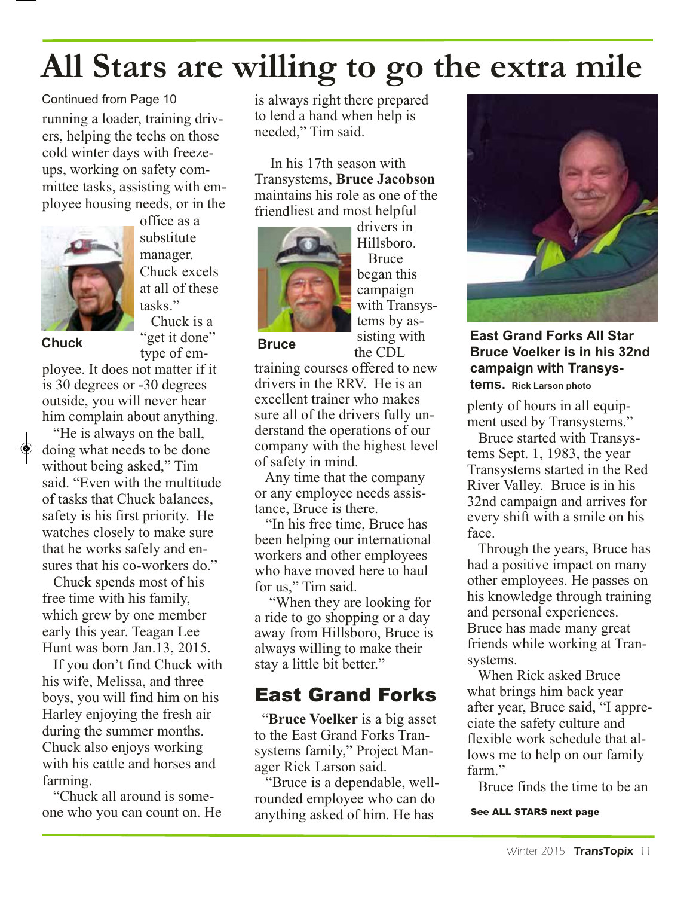# All Stars are willing to go the extra mile

Continued from Page 10

running a loader, training drivers, helping the techs on those cold winter days with freeze-ups, working on safety committee tasks, assisting with employee housing needs, or in the office as a substitute manager. Chuck excels at all of these tasks."

Chuck

Chuck is a "get it done" type of employee. It does not matter if it is 30 degrees or -30 degrees outside, you will never hear him complain about anything.

"He is always on the ball, doing what needs to be done without being asked," Tim said. "Even with the multitude of tasks that Chuck balances, safety is his first priority. He watches closely to make sure that he works safely and ensures that his co-workers do."

Chuck spends most of his free time with his family, which grew by one member early this year. Teagan Lee Hunt was born Jan.13, 2015.

If you don't find Chuck with his wife, Melissa, and three boys, you will find him on his Harley enjoying the fresh air during the summer months. Chuck also enjoys working with his cattle and horses and farming.

"Chuck all around is someone who you can count on. He is always right there prepared to lend a hand when help is needed," Tim said.

In his 17th season with Transystems, **Bruce Jacobson** maintains his role as one of the friendliest and most helpful drivers in Hillsboro.

Bruce

Bruce began this campaign with Transystems by assisting with the CDL training courses offered to new drivers in the RRV. He is an excellent trainer who makes sure all of the drivers fully understand the operations of our company with the highest level of safety in mind.

Any time that the company or any employee needs assistance, Bruce is there.

"In his free time, Bruce has been helping our international workers and other employees who have moved here to haul for us," Tim said.

"When they are looking for a ride to go shopping or a day away from Hillsboro, Bruce is always willing to make their stay a little bit better."

## East Grand Forks

"**Bruce Voelker** is a big asset to the East Grand Forks Transystems family," Project Manager Rick Larson said.

"Bruce is a dependable, well-rounded employee who can do anything asked of him. He has plenty of hours in all equipment used by Transystems."

**East Grand Forks All Star Bruce Voelker is in his 32nd campaign with Transystems.** Rick Larson photo

Bruce started with Transystems Sept. 1, 1983, the year Transystems started in the Red River Valley. Bruce is in his 32nd campaign and arrives for every shift with a smile on his face.

Through the years, Bruce has had a positive impact on many other employees. He passes on his knowledge through training and personal experiences. Bruce has made many great friends while working at Transystems.

When Rick asked Bruce what brings him back year after year, Bruce said, "I appreciate the safety culture and flexible work schedule that allows me to help on our family farm."

Bruce finds the time to be an

**See ALL STARS next page**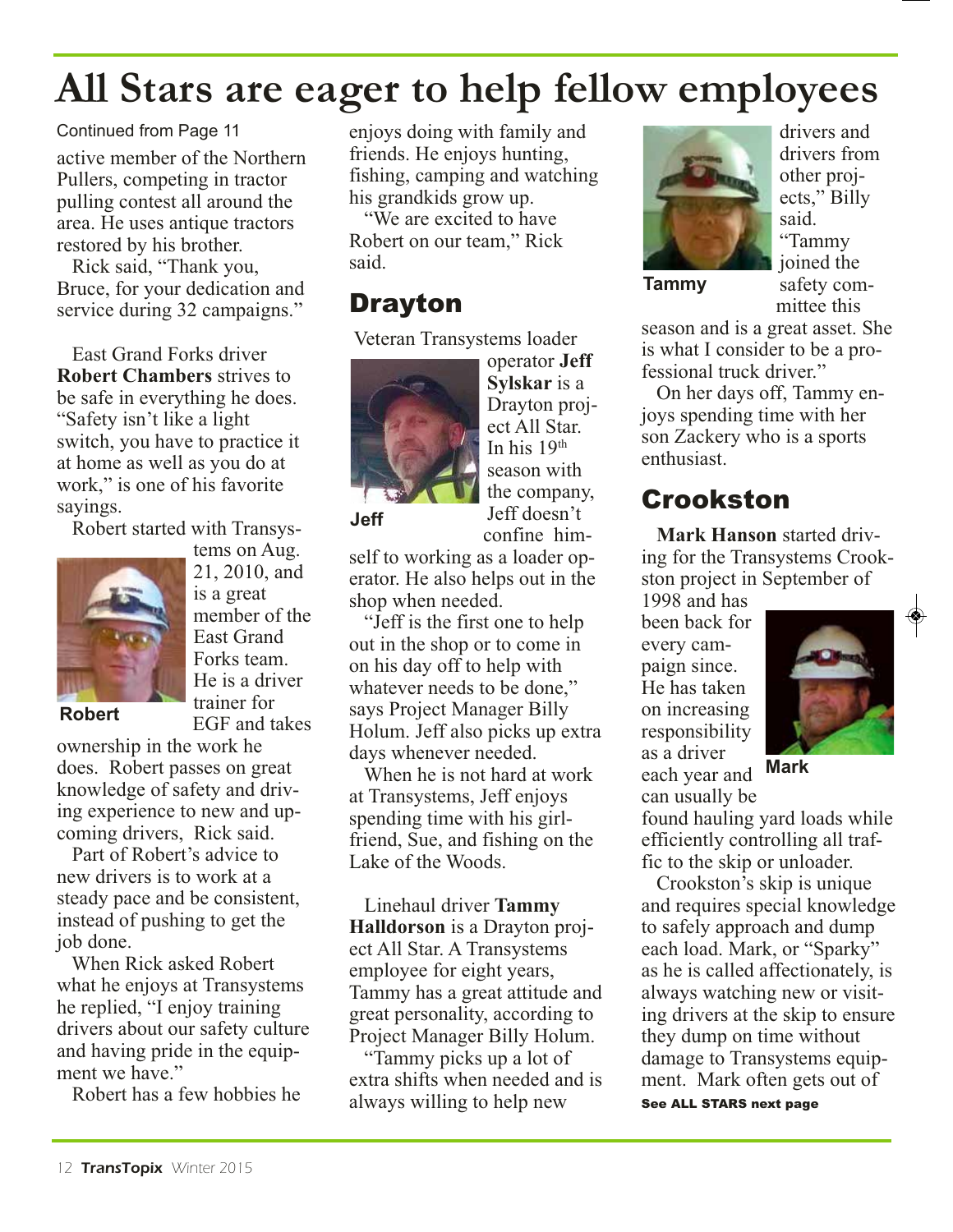# All Stars are eager to help fellow employees

Continued from Page 11

active member of the Northern Pullers, competing in tractor pulling contest all around the area. He uses antique tractors restored by his brother.

Rick said, "Thank you, Bruce, for your dedication and service during 32 campaigns."

East Grand Forks driver **Robert Chambers** strives to be safe in everything he does. "Safety isn't like a light switch, you have to practice it at home as well as you do at work," is one of his favorite sayings.

Robert started with Transystems on Aug. 21, 2010, and is a great member of the East Grand Forks team. He is a driver trainer for EGF and takes ownership in the work he does. Robert passes on great knowledge of safety and driving experience to new and upcoming drivers, Rick said.

Robert

Part of Robert's advice to new drivers is to work at a steady pace and be consistent, instead of pushing to get the job done.

When Rick asked Robert what he enjoys at Transystems he replied, "I enjoy training drivers about our safety culture and having pride in the equipment we have."

Robert has a few hobbies he enjoys doing with family and friends. He enjoys hunting, fishing, camping and watching his grandkids grow up.

"We are excited to have Robert on our team," Rick said.

## Drayton

Veteran Transystems loader operator **Jeff Sylskar** is a Drayton project All Star. In his 19th season with the company, Jeff doesn't confine himself to working as a loader operator. He also helps out in the shop when needed.

Jeff

"Jeff is the first one to help out in the shop or to come in on his day off to help with whatever needs to be done," says Project Manager Billy Holum. Jeff also picks up extra days whenever needed.

When he is not hard at work at Transystems, Jeff enjoys spending time with his girlfriend, Sue, and fishing on the Lake of the Woods.

Linehaul driver **Tammy Halldorson** is a Drayton project All Star. A Transystems employee for eight years, Tammy has a great attitude and great personality, according to Project Manager Billy Holum.

"Tammy picks up a lot of extra shifts when needed and is always willing to help new drivers and drivers from other projects," Billy said. "Tammy joined the safety committee this season and is a great asset. She is what I consider to be a professional truck driver."

Tammy

On her days off, Tammy enjoys spending time with her son Zackery who is a sports enthusiast.

## Crookston

**Mark Hanson** started driving for the Transystems Crookston project in September of 1998 and has been back for every campaign since. He has taken on increasing responsibility as a driver each year and can usually be found hauling yard loads while efficiently controlling all traffic to the skip or unloader.

Mark

Crookston's skip is unique and requires special knowledge to safely approach and dump each load. Mark, or "Sparky" as he is called affectionately, is always watching new or visiting drivers at the skip to ensure they dump on time without damage to Transystems equipment. Mark often gets out of

**See ALL STARS next page**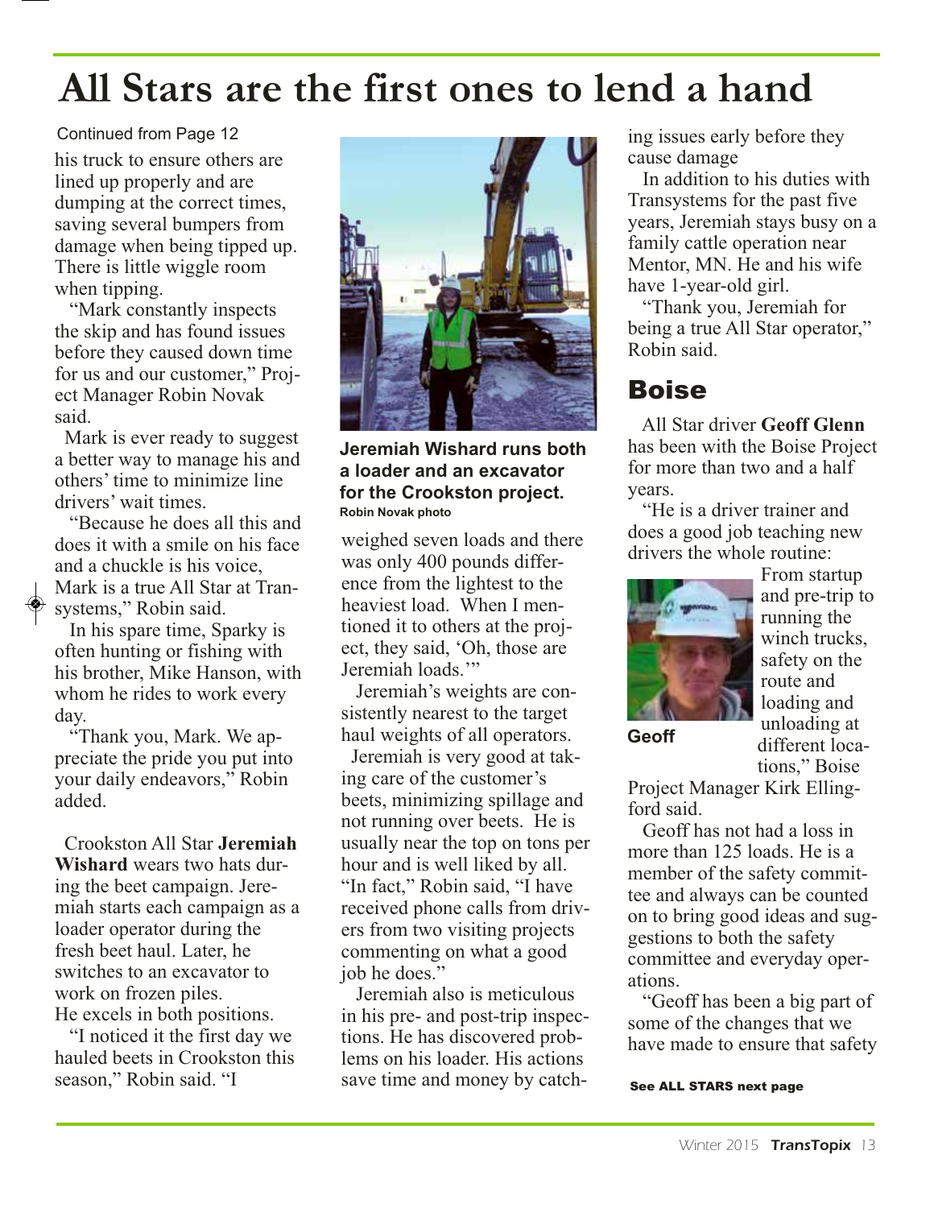# All Stars are the first ones to lend a hand

Continued from Page 12

his truck to ensure others are lined up properly and are dumping at the correct times, saving several bumpers from damage when being tipped up. There is little wiggle room when tipping.

"Mark constantly inspects the skip and has found issues before they caused down time for us and our customer," Project Manager Robin Novak said.

Mark is ever ready to suggest a better way to manage his and others' time to minimize line drivers' wait times.

"Because he does all this and does it with a smile on his face and a chuckle is his voice, Mark is a true All Star at Transystems," Robin said.

In his spare time, Sparky is often hunting or fishing with his brother, Mike Hanson, with whom he rides to work every day.

"Thank you, Mark. We appreciate the pride you put into your daily endeavors," Robin added.

Crookston All Star **Jeremiah Wishard** wears two hats during the beet campaign. Jeremiah starts each campaign as a loader operator during the fresh beet haul. Later, he switches to an excavator to work on frozen piles.
He excels in both positions.

"I noticed it the first day we hauled beets in Crookston this season," Robin said. "I weighed seven loads and there was only 400 pounds difference from the lightest to the heaviest load. When I mentioned it to others at the project, they said, 'Oh, those are Jeremiah loads.'"

**Jeremiah Wishard runs both a loader and an excavator for the Crookston project.**
**Robin Novak photo**

Jeremiah's weights are consistently nearest to the target haul weights of all operators.

Jeremiah is very good at taking care of the customer's beets, minimizing spillage and not running over beets. He is usually near the top on tons per hour and is well liked by all. "In fact," Robin said, "I have received phone calls from drivers from two visiting projects commenting on what a good job he does."

Jeremiah also is meticulous in his pre- and post-trip inspections. He has discovered problems on his loader. His actions save time and money by catching issues early before they cause damage

In addition to his duties with Transystems for the past five years, Jeremiah stays busy on a family cattle operation near Mentor, MN. He and his wife have 1-year-old girl.

"Thank you, Jeremiah for being a true All Star operator," Robin said.

## Boise

All Star driver **Geoff Glenn** has been with the Boise Project for more than two and a half years.

"He is a driver trainer and does a good job teaching new drivers the whole routine: From startup and pre-trip to running the winch trucks, safety on the route and loading and unloading at different locations," Boise Project Manager Kirk Ellingford said.

**Geoff**

Geoff has not had a loss in more than 125 loads. He is a member of the safety committee and always can be counted on to bring good ideas and suggestions to both the safety committee and everyday operations.

"Geoff has been a big part of some of the changes that we have made to ensure that safety

**See ALL STARS next page**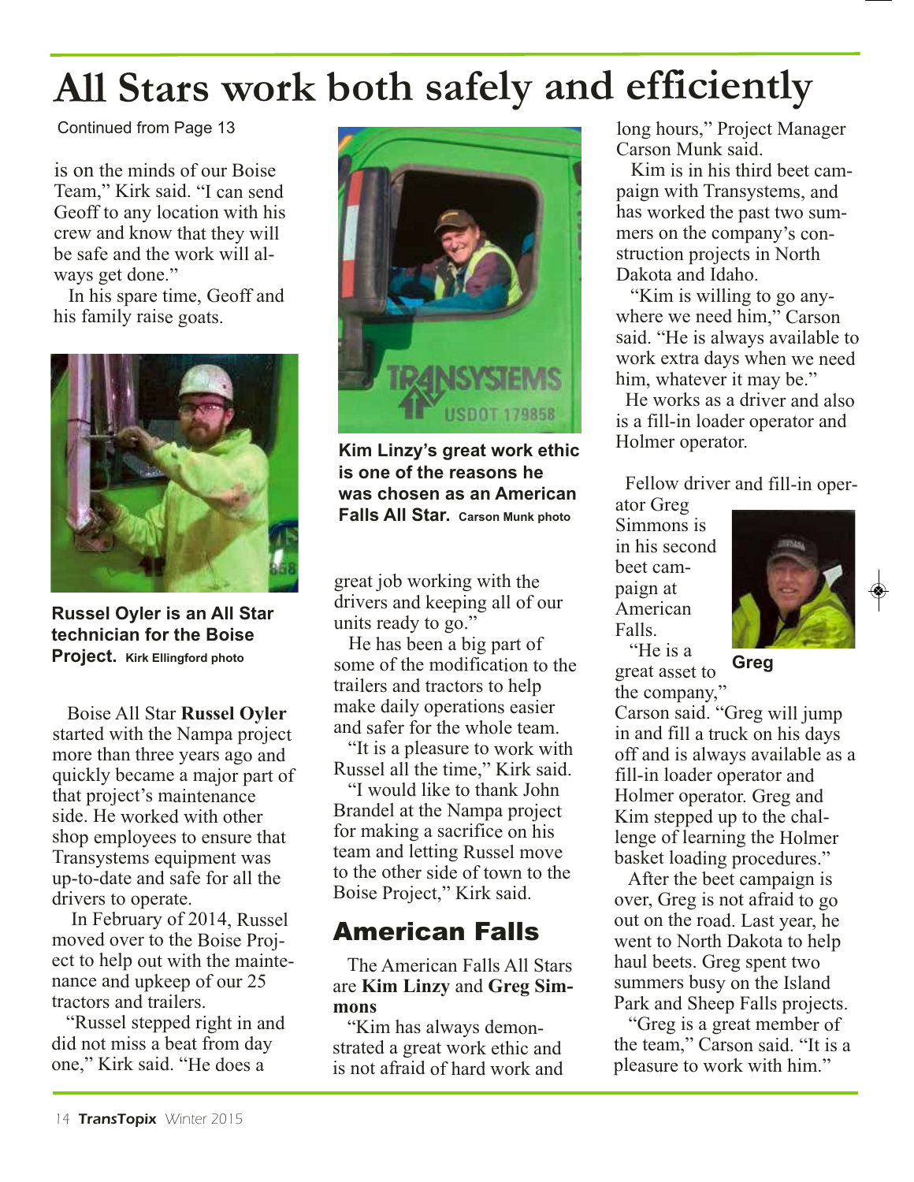# All Stars work both safely and efficiently

Continued from Page 13

is on the minds of our Boise Team," Kirk said. "I can send Geoff to any location with his crew and know that they will be safe and the work will always get done."

In his spare time, Geoff and his family raise goats.

**Russel Oyler is an All Star technician for the Boise Project.** Kirk Ellingford photo

Boise All Star **Russel Oyler** started with the Nampa project more than three years ago and quickly became a major part of that project's maintenance side. He worked with other shop employees to ensure that Transystems equipment was up-to-date and safe for all the drivers to operate.

In February of 2014, Russel moved over to the Boise Project to help out with the maintenance and upkeep of our 25 tractors and trailers.

"Russel stepped right in and did not miss a beat from day one," Kirk said. "He does a great job working with the drivers and keeping all of our units ready to go."

He has been a big part of some of the modification to the trailers and tractors to help make daily operations easier and safer for the whole team.

"It is a pleasure to work with Russel all the time," Kirk said.

"I would like to thank John Brandel at the Nampa project for making a sacrifice on his team and letting Russel move to the other side of town to the Boise Project," Kirk said.

**Kim Linzy's great work ethic is one of the reasons he was chosen as an American Falls All Star.** Carson Munk photo

## American Falls

The American Falls All Stars are **Kim Linzy** and **Greg Simmons**

"Kim has always demonstrated a great work ethic and is not afraid of hard work and long hours," Project Manager Carson Munk said.

Kim is in his third beet campaign with Transystems, and has worked the past two summers on the company's construction projects in North Dakota and Idaho.

"Kim is willing to go anywhere we need him," Carson said. "He is always available to work extra days when we need him, whatever it may be."

He works as a driver and also is a fill-in loader operator and Holmer operator.

Fellow driver and fill-in operator Greg Simmons is in his second beet campaign at American Falls.

**Greg**

"He is a great asset to the company," Carson said. "Greg will jump in and fill a truck on his days off and is always available as a fill-in loader operator and Holmer operator. Greg and Kim stepped up to the challenge of learning the Holmer basket loading procedures."

After the beet campaign is over, Greg is not afraid to go out on the road. Last year, he went to North Dakota to help haul beets. Greg spent two summers busy on the Island Park and Sheep Falls projects.

"Greg is a great member of the team," Carson said. "It is a pleasure to work with him."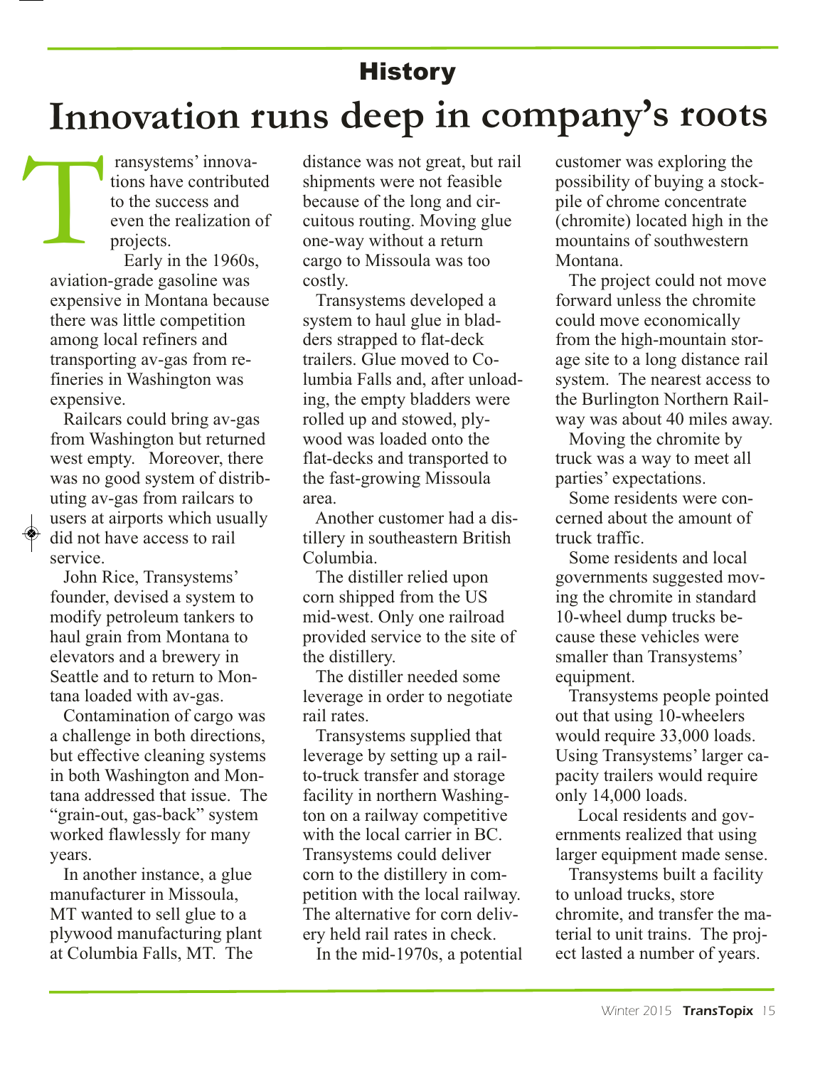## History

# Innovation runs deep in company's roots

Transystems' innovations have contributed to the success and even the realization of projects.

Early in the 1960s, aviation-grade gasoline was expensive in Montana because there was little competition among local refiners and transporting av-gas from refineries in Washington was expensive.

Railcars could bring av-gas from Washington but returned west empty. Moreover, there was no good system of distributing av-gas from railcars to users at airports which usually did not have access to rail service.

John Rice, Transystems' founder, devised a system to modify petroleum tankers to haul grain from Montana to elevators and a brewery in Seattle and to return to Montana loaded with av-gas.

Contamination of cargo was a challenge in both directions, but effective cleaning systems in both Washington and Montana addressed that issue. The "grain-out, gas-back" system worked flawlessly for many years.

In another instance, a glue manufacturer in Missoula, MT wanted to sell glue to a plywood manufacturing plant at Columbia Falls, MT. The distance was not great, but rail shipments were not feasible because of the long and circuitous routing. Moving glue one-way without a return cargo to Missoula was too costly.

Transystems developed a system to haul glue in bladders strapped to flat-deck trailers. Glue moved to Columbia Falls and, after unloading, the empty bladders were rolled up and stowed, plywood was loaded onto the flat-decks and transported to the fast-growing Missoula area.

Another customer had a distillery in southeastern British Columbia.

The distiller relied upon corn shipped from the US mid-west. Only one railroad provided service to the site of the distillery.

The distiller needed some leverage in order to negotiate rail rates.

Transystems supplied that leverage by setting up a rail-to-truck transfer and storage facility in northern Washington on a railway competitive with the local carrier in BC. Transystems could deliver corn to the distillery in competition with the local railway. The alternative for corn delivery held rail rates in check.

In the mid-1970s, a potential customer was exploring the possibility of buying a stockpile of chrome concentrate (chromite) located high in the mountains of southwestern Montana.

The project could not move forward unless the chromite could move economically from the high-mountain storage site to a long distance rail system. The nearest access to the Burlington Northern Railway was about 40 miles away.

Moving the chromite by truck was a way to meet all parties' expectations.

Some residents were concerned about the amount of truck traffic.

Some residents and local governments suggested moving the chromite in standard 10-wheel dump trucks because these vehicles were smaller than Transystems' equipment.

Transystems people pointed out that using 10-wheelers would require 33,000 loads. Using Transystems' larger capacity trailers would require only 14,000 loads.

Local residents and governments realized that using larger equipment made sense.

Transystems built a facility to unload trucks, store chromite, and transfer the material to unit trains. The project lasted a number of years.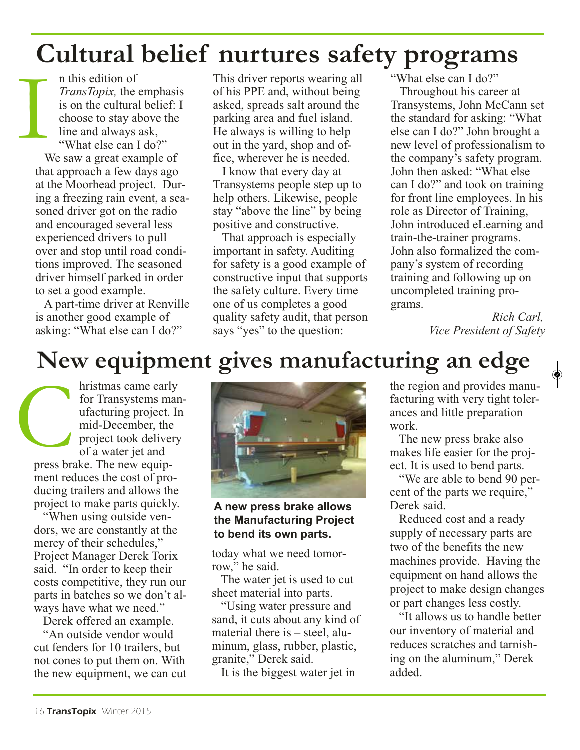# Cultural belief nurtures safety programs

In this edition of *TransTopix,* the emphasis is on the cultural belief: I choose to stay above the line and always ask, "What else can I do?"

We saw a great example of that approach a few days ago at the Moorhead project. During a freezing rain event, a seasoned driver got on the radio and encouraged several less experienced drivers to pull over and stop until road conditions improved. The seasoned driver himself parked in order to set a good example.

A part-time driver at Renville is another good example of asking: "What else can I do?" This driver reports wearing all of his PPE and, without being asked, spreads salt around the parking area and fuel island. He always is willing to help out in the yard, shop and office, wherever he is needed.

I know that every day at Transystems people step up to help others. Likewise, people stay "above the line" by being positive and constructive.

That approach is especially important in safety. Auditing for safety is a good example of constructive input that supports the safety culture. Every time one of us completes a good quality safety audit, that person says "yes" to the question: "What else can I do?"

Throughout his career at Transystems, John McCann set the standard for asking: "What else can I do?" John brought a new level of professionalism to the company's safety program. John then asked: "What else can I do?" and took on training for front line employees. In his role as Director of Training, John introduced eLearning and train-the-trainer programs. John also formalized the company's system of recording training and following up on uncompleted training programs.

*Rich Carl,*
*Vice President of Safety*

# New equipment gives manufacturing an edge

Christmas came early for Transystems manufacturing project. In mid-December, the project took delivery of a water jet and press brake. The new equipment reduces the cost of producing trailers and allows the project to make parts quickly.

"When using outside vendors, we are constantly at the mercy of their schedules," Project Manager Derek Torix said. "In order to keep their costs competitive, they run our parts in batches so we don't always have what we need."

Derek offered an example.

"An outside vendor would cut fenders for 10 trailers, but not cones to put them on. With the new equipment, we can cut today what we need tomorrow," he said.

**A new press brake allows the Manufacturing Project to bend its own parts.**

The water jet is used to cut sheet material into parts.

"Using water pressure and sand, it cuts about any kind of material there is – steel, aluminum, glass, rubber, plastic, granite," Derek said.

It is the biggest water jet in the region and provides manufacturing with very tight tolerances and little preparation work.

The new press brake also makes life easier for the project. It is used to bend parts.

"We are able to bend 90 percent of the parts we require," Derek said.

Reduced cost and a ready supply of necessary parts are two of the benefits the new machines provide. Having the equipment on hand allows the project to make design changes or part changes less costly.

"It allows us to handle better our inventory of material and reduces scratches and tarnishing on the aluminum," Derek added.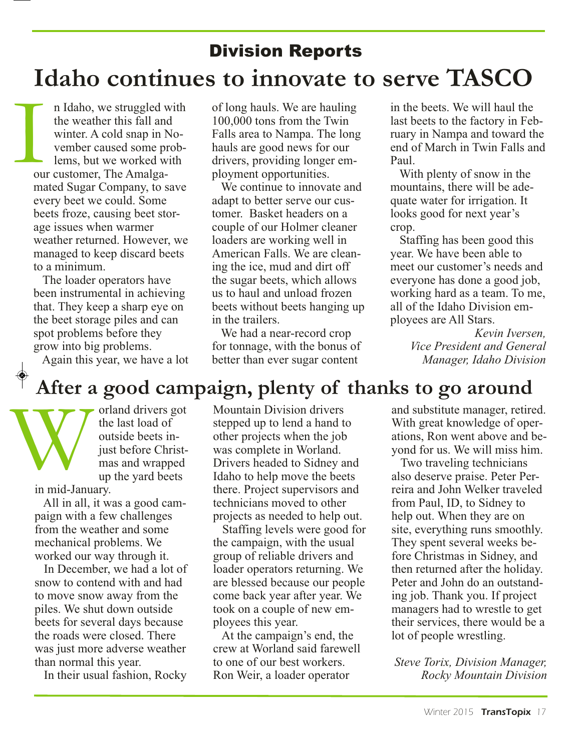## Division Reports

# Idaho continues to innovate to serve TASCO

In Idaho, we struggled with the weather this fall and winter. A cold snap in November caused some problems, but we worked with our customer, The Amalgamated Sugar Company, to save every beet we could. Some beets froze, causing beet storage issues when warmer weather returned. However, we managed to keep discard beets to a minimum.

The loader operators have been instrumental in achieving that. They keep a sharp eye on the beet storage piles and can spot problems before they grow into big problems.

Again this year, we have a lot of long hauls. We are hauling 100,000 tons from the Twin Falls area to Nampa. The long hauls are good news for our drivers, providing longer employment opportunities.

We continue to innovate and adapt to better serve our customer. Basket headers on a couple of our Holmer cleaner loaders are working well in American Falls. We are cleaning the ice, mud and dirt off the sugar beets, which allows us to haul and unload frozen beets without beets hanging up in the trailers.

We had a near-record crop for tonnage, with the bonus of better than ever sugar content in the beets. We will haul the last beets to the factory in February in Nampa and toward the end of March in Twin Falls and Paul.

With plenty of snow in the mountains, there will be adequate water for irrigation. It looks good for next year's crop.

Staffing has been good this year. We have been able to meet our customer's needs and everyone has done a good job, working hard as a team. To me, all of the Idaho Division employees are All Stars.

*Kevin Iversen,*
*Vice President and General Manager, Idaho Division*

# After a good campaign, plenty of thanks to go around

Worland drivers got the last load of outside beets in just before Christmas and wrapped up the yard beets in mid-January.

All in all, it was a good campaign with a few challenges from the weather and some mechanical problems. We worked our way through it.

In December, we had a lot of snow to contend with and had to move snow away from the piles. We shut down outside beets for several days because the roads were closed. There was just more adverse weather than normal this year.

In their usual fashion, Rocky Mountain Division drivers stepped up to lend a hand to other projects when the job was complete in Worland. Drivers headed to Sidney and Idaho to help move the beets there. Project supervisors and technicians moved to other projects as needed to help out.

Staffing levels were good for the campaign, with the usual group of reliable drivers and loader operators returning. We are blessed because our people come back year after year. We took on a couple of new employees this year.

At the campaign's end, the crew at Worland said farewell to one of our best workers. Ron Weir, a loader operator and substitute manager, retired. With great knowledge of operations, Ron went above and beyond for us. We will miss him.

Two traveling technicians also deserve praise. Peter Perreira and John Welker traveled from Paul, ID, to Sidney to help out. When they are on site, everything runs smoothly. They spent several weeks before Christmas in Sidney, and then returned after the holiday. Peter and John do an outstanding job. Thank you. If project managers had to wrestle to get their services, there would be a lot of people wrestling.

*Steve Torix, Division Manager, Rocky Mountain Division*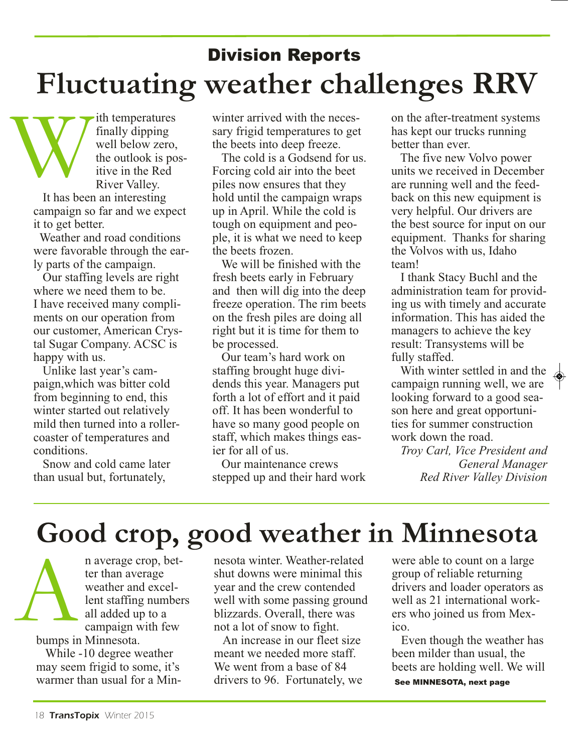## Division Reports

# Fluctuating weather challenges RRV

With temperatures finally dipping well below zero, the outlook is positive in the Red River Valley.

It has been an interesting campaign so far and we expect it to get better.

Weather and road conditions were favorable through the early parts of the campaign.

Our staffing levels are right where we need them to be. I have received many compliments on our operation from our customer, American Crystal Sugar Company. ACSC is happy with us.

Unlike last year's campaign,which was bitter cold from beginning to end, this winter started out relatively mild then turned into a rollercoaster of temperatures and conditions.

Snow and cold came later than usual but, fortunately, winter arrived with the necessary frigid temperatures to get the beets into deep freeze.

The cold is a Godsend for us. Forcing cold air into the beet piles now ensures that they hold until the campaign wraps up in April. While the cold is tough on equipment and people, it is what we need to keep the beets frozen.

We will be finished with the fresh beets early in February and then will dig into the deep freeze operation. The rim beets on the fresh piles are doing all right but it is time for them to be processed.

Our team's hard work on staffing brought huge dividends this year. Managers put forth a lot of effort and it paid off. It has been wonderful to have so many good people on staff, which makes things easier for all of us.

Our maintenance crews stepped up and their hard work on the after-treatment systems has kept our trucks running better than ever.

The five new Volvo power units we received in December are running well and the feedback on this new equipment is very helpful. Our drivers are the best source for input on our equipment. Thanks for sharing the Volvos with us, Idaho team!

I thank Stacy Buchl and the administration team for providing us with timely and accurate information. This has aided the managers to achieve the key result: Transystems will be fully staffed.

With winter settled in and the campaign running well, we are looking forward to a good season here and great opportunities for summer construction work down the road.

*Troy Carl, Vice President and General Manager*
*Red River Valley Division*

# Good crop, good weather in Minnesota

An average crop, better than average weather and excellent staffing numbers all added up to a campaign with few bumps in Minnesota.

While -10 degree weather may seem frigid to some, it's warmer than usual for a Minnesota winter. Weather-related shut downs were minimal this year and the crew contended well with some passing ground blizzards. Overall, there was not a lot of snow to fight.

An increase in our fleet size meant we needed more staff. We went from a base of 84 drivers to 96. Fortunately, we were able to count on a large group of reliable returning drivers and loader operators as well as 21 international workers who joined us from Mexico.

Even though the weather has been milder than usual, the beets are holding well. We will

**See MINNESOTA, next page**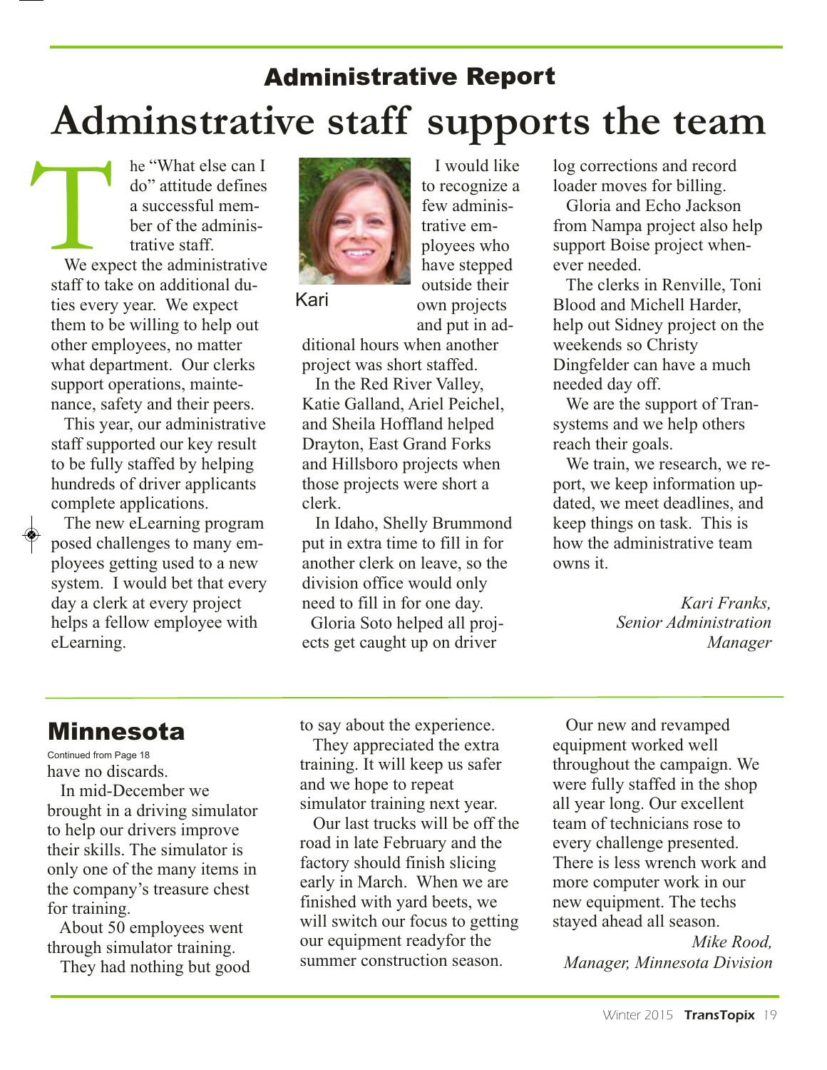## Administrative Report

# Adminstrative staff supports the team

The "What else can I do" attitude defines a successful member of the administrative staff.

We expect the administrative staff to take on additional duties every year. We expect them to be willing to help out other employees, no matter what department. Our clerks support operations, maintenance, safety and their peers.

This year, our administrative staff supported our key result to be fully staffed by helping hundreds of driver applicants complete applications.

The new eLearning program posed challenges to many employees getting used to a new system. I would bet that every day a clerk at every project helps a fellow employee with eLearning.

Kari

I would like to recognize a few administrative employees who have stepped outside their own projects and put in additional hours when another project was short staffed.

In the Red River Valley, Katie Galland, Ariel Peichel, and Sheila Hoffland helped Drayton, East Grand Forks and Hillsboro projects when those projects were short a clerk.

In Idaho, Shelly Brummond put in extra time to fill in for another clerk on leave, so the division office would only need to fill in for one day.

Gloria Soto helped all projects get caught up on driver log corrections and record loader moves for billing.

Gloria and Echo Jackson from Nampa project also help support Boise project whenever needed.

The clerks in Renville, Toni Blood and Michell Harder, help out Sidney project on the weekends so Christy Dingfelder can have a much needed day off.

We are the support of Transystems and we help others reach their goals.

We train, we research, we report, we keep information updated, we meet deadlines, and keep things on task. This is how the administrative team owns it.

*Kari Franks,*
*Senior Administration Manager*

## Minnesota

Continued from Page 18

have no discards.

In mid-December we brought in a driving simulator to help our drivers improve their skills. The simulator is only one of the many items in the company's treasure chest for training.

About 50 employees went through simulator training.

They had nothing but good to say about the experience.

They appreciated the extra training. It will keep us safer and we hope to repeat simulator training next year.

Our last trucks will be off the road in late February and the factory should finish slicing early in March. When we are finished with yard beets, we will switch our focus to getting our equipment readyfor the summer construction season.

Our new and revamped equipment worked well throughout the campaign. We were fully staffed in the shop all year long. Our excellent team of technicians rose to every challenge presented. There is less wrench work and more computer work in our new equipment. The techs stayed ahead all season.

*Mike Rood,*
*Manager, Minnesota Division*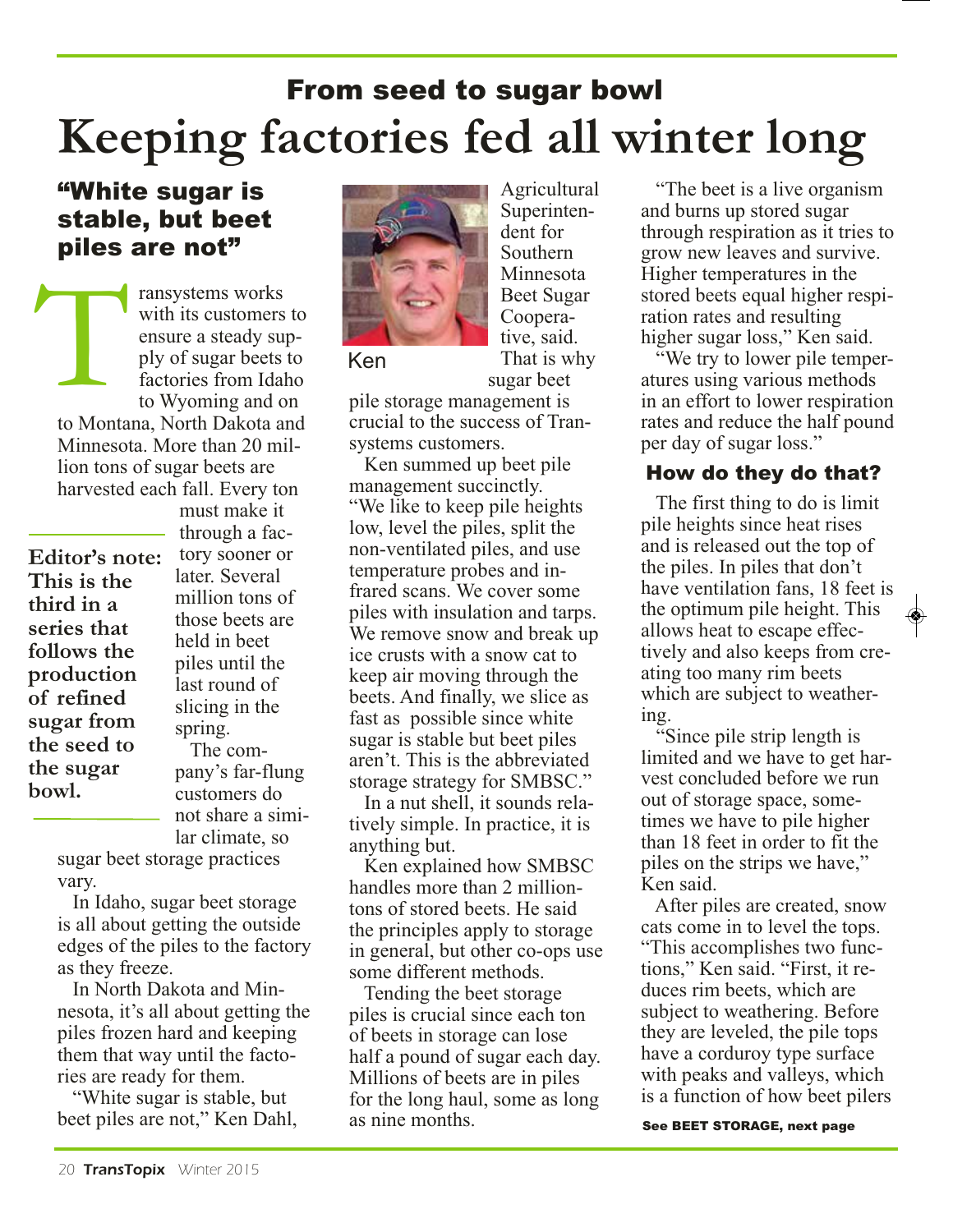## From seed to sugar bowl

# Keeping factories fed all winter long

### "White sugar is stable, but beet piles are not"

Transystems works with its customers to ensure a steady supply of sugar beets to factories from Idaho to Wyoming and on to Montana, North Dakota and Minnesota. More than 20 million tons of sugar beets are harvested each fall. Every ton must make it through a factory sooner or later. Several million tons of those beets are held in beet piles until the last round of slicing in the spring.

**Editor's note: This is the third in a series that follows the production of refined sugar from the seed to the sugar bowl.**

The company's far-flung customers do not share a similar climate, so sugar beet storage practices vary.

In Idaho, sugar beet storage is all about getting the outside edges of the piles to the factory as they freeze.

In North Dakota and Minnesota, it's all about getting the piles frozen hard and keeping them that way until the factories are ready for them.

"White sugar is stable, but beet piles are not," Ken Dahl, Agricultural Superintendent for Southern Minnesota Beet Sugar Cooperative, said. That is why sugar beet pile storage management is crucial to the success of Transystems customers.

Ken

Ken summed up beet pile management succinctly. "We like to keep pile heights low, level the piles, split the non-ventilated piles, and use temperature probes and infrared scans. We cover some piles with insulation and tarps. We remove snow and break up ice crusts with a snow cat to keep air moving through the beets. And finally, we slice as fast as possible since white sugar is stable but beet piles aren't. This is the abbreviated storage strategy for SMBSC."

In a nut shell, it sounds relatively simple. In practice, it is anything but.

Ken explained how SMBSC handles more than 2 million-tons of stored beets. He said the principles apply to storage in general, but other co-ops use some different methods.

Tending the beet storage piles is crucial since each ton of beets in storage can lose half a pound of sugar each day. Millions of beets are in piles for the long haul, some as long as nine months.

"The beet is a live organism and burns up stored sugar through respiration as it tries to grow new leaves and survive. Higher temperatures in the stored beets equal higher respiration rates and resulting higher sugar loss," Ken said.

"We try to lower pile temperatures using various methods in an effort to lower respiration rates and reduce the half pound per day of sugar loss."

### How do they do that?

The first thing to do is limit pile heights since heat rises and is released out the top of the piles. In piles that don't have ventilation fans, 18 feet is the optimum pile height. This allows heat to escape effectively and also keeps from creating too many rim beets which are subject to weathering.

"Since pile strip length is limited and we have to get harvest concluded before we run out of storage space, sometimes we have to pile higher than 18 feet in order to fit the piles on the strips we have," Ken said.

After piles are created, snow cats come in to level the tops. "This accomplishes two functions," Ken said. "First, it reduces rim beets, which are subject to weathering. Before they are leveled, the pile tops have a corduroy type surface with peaks and valleys, which is a function of how beet pilers

**See BEET STORAGE, next page**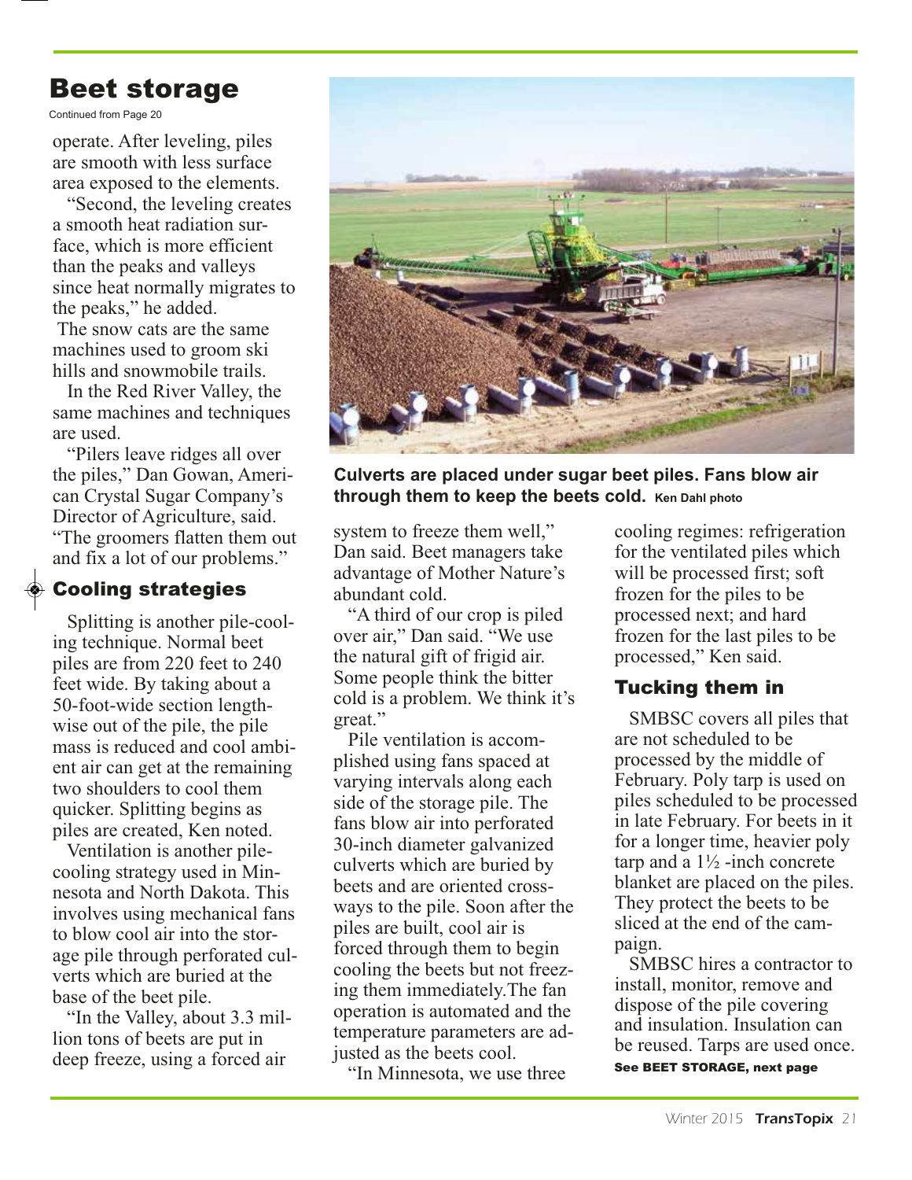# Beet storage

Continued from Page 20

operate. After leveling, piles are smooth with less surface area exposed to the elements.

"Second, the leveling creates a smooth heat radiation surface, which is more efficient than the peaks and valleys since heat normally migrates to the peaks," he added.

The snow cats are the same machines used to groom ski hills and snowmobile trails.

In the Red River Valley, the same machines and techniques are used.

"Pilers leave ridges all over the piles," Dan Gowan, American Crystal Sugar Company's Director of Agriculture, said. "The groomers flatten them out and fix a lot of our problems."

## Cooling strategies

Splitting is another pile-cooling technique. Normal beet piles are from 220 feet to 240 feet wide. By taking about a 50-foot-wide section lengthwise out of the pile, the pile mass is reduced and cool ambient air can get at the remaining two shoulders to cool them quicker. Splitting begins as piles are created, Ken noted.

Ventilation is another pile-cooling strategy used in Minnesota and North Dakota. This involves using mechanical fans to blow cool air into the storage pile through perforated culverts which are buried at the base of the beet pile.

"In the Valley, about 3.3 million tons of beets are put in deep freeze, using a forced air system to freeze them well," Dan said. Beet managers take advantage of Mother Nature's abundant cold.

"A third of our crop is piled over air," Dan said. "We use the natural gift of frigid air. Some people think the bitter cold is a problem. We think it's great."

Pile ventilation is accomplished using fans spaced at varying intervals along each side of the storage pile. The fans blow air into perforated 30-inch diameter galvanized culverts which are buried by beets and are oriented crossways to the pile. Soon after the piles are built, cool air is forced through them to begin cooling the beets but not freezing them immediately.The fan operation is automated and the temperature parameters are adjusted as the beets cool.

"In Minnesota, we use three cooling regimes: refrigeration for the ventilated piles which will be processed first; soft frozen for the piles to be processed next; and hard frozen for the last piles to be processed," Ken said.

**Culverts are placed under sugar beet piles. Fans blow air through them to keep the beets cold.** Ken Dahl photo

## Tucking them in

SMBSC covers all piles that are not scheduled to be processed by the middle of February. Poly tarp is used on piles scheduled to be processed in late February. For beets in it for a longer time, heavier poly tarp and a 1½ -inch concrete blanket are placed on the piles. They protect the beets to be sliced at the end of the campaign.

SMBSC hires a contractor to install, monitor, remove and dispose of the pile covering and insulation. Insulation can be reused. Tarps are used once.

**See BEET STORAGE, next page**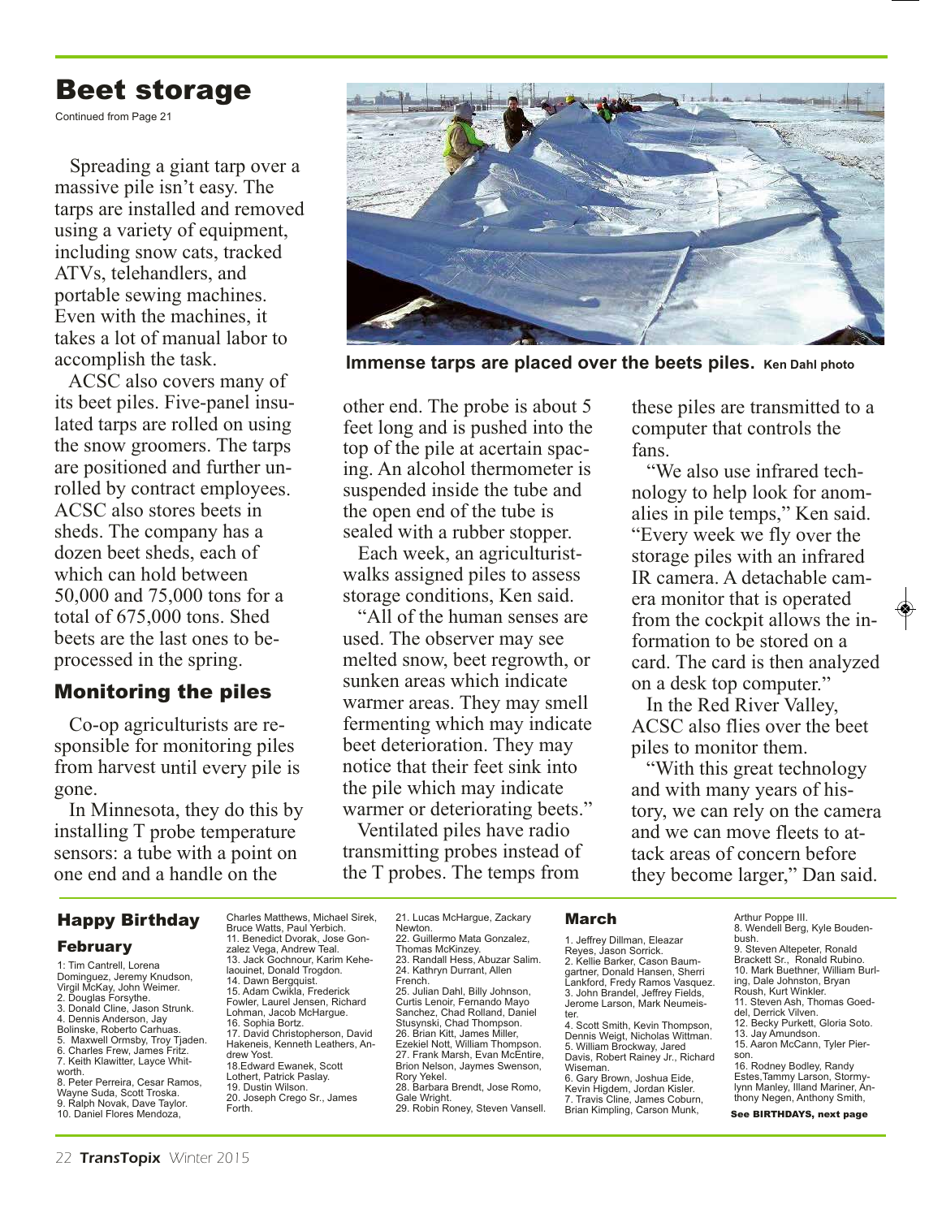# Beet storage

Continued from Page 21

Spreading a giant tarp over a massive pile isn't easy. The tarps are installed and removed using a variety of equipment, including snow cats, tracked ATVs, telehandlers, and portable sewing machines. Even with the machines, it takes a lot of manual labor to accomplish the task.

ACSC also covers many of its beet piles. Five-panel insulated tarps are rolled on using the snow groomers. The tarps are positioned and further unrolled by contract employees. ACSC also stores beets in sheds. The company has a dozen beet sheds, each of which can hold between 50,000 and 75,000 tons for a total of 675,000 tons. Shed beets are the last ones to beprocessed in the spring.

**Immense tarps are placed over the beets piles.** Ken Dahl photo

## Monitoring the piles

Co-op agriculturists are responsible for monitoring piles from harvest until every pile is gone.

In Minnesota, they do this by installing T probe temperature sensors: a tube with a point on one end and a handle on the other end. The probe is about 5 feet long and is pushed into the top of the pile at acertain spacing. An alcohol thermometer is suspended inside the tube and the open end of the tube is sealed with a rubber stopper.

Each week, an agriculturistwalks assigned piles to assess storage conditions, Ken said.

"All of the human senses are used. The observer may see melted snow, beet regrowth, or sunken areas which indicate warmer areas. They may smell fermenting which may indicate beet deterioration. They may notice that their feet sink into the pile which may indicate warmer or deteriorating beets."

Ventilated piles have radio transmitting probes instead of the T probes. The temps from these piles are transmitted to a computer that controls the fans.

"We also use infrared technology to help look for anomalies in pile temps," Ken said. "Every week we fly over the storage piles with an infrared IR camera. A detachable camera monitor that is operated from the cockpit allows the information to be stored on a card. The card is then analyzed on a desk top computer."

In the Red River Valley, ACSC also flies over the beet piles to monitor them.

"With this great technology and with many years of history, we can rely on the camera and we can move fleets to attack areas of concern before they become larger," Dan said.

## Happy Birthday

### February

1: Tim Cantrell, Lorena Dominguez, Jeremy Knudson, Virgil McKay, John Weimer.
2. Douglas Forsythe.
3. Donald Cline, Jason Strunk.
4. Dennis Anderson, Jay Bolinske, Roberto Carhuas.
5. Maxwell Ormsby, Troy Tjaden.
6. Charles Frew, James Fritz.
7. Keith Klawitter, Layce Whitworth.
8. Peter Perreira, Cesar Ramos, Wayne Suda, Scott Troska.
9. Ralph Novak, Dave Taylor.
10. Daniel Flores Mendoza, Charles Matthews, Michael Sirek, Bruce Watts, Paul Yerbich.
11. Benedict Dvorak, Jose Gonzalez Vega, Andrew Teal.
13. Jack Gochnour, Karim Kehelaouinet, Donald Trogdon.
14. Dawn Bergquist.
15. Adam Cwikla, Frederick Fowler, Laurel Jensen, Richard Lohman, Jacob McHargue.
16. Sophia Bortz.
17. David Christopherson, David Hakeneis, Kenneth Leathers, Andrew Yost.
18.Edward Ewanek, Scott Lothert, Patrick Paslay.
19. Dustin Wilson.
20. Joseph Crego Sr., James Forth.
21. Lucas McHargue, Zackary Newton.
22. Guillermo Mata Gonzalez, Thomas McKinzey.
23. Randall Hess, Abuzar Salim.
24. Kathryn Durrant, Allen French.
25. Julian Dahl, Billy Johnson, Curtis Lenoir, Fernando Mayo Sanchez, Chad Rolland, Daniel Stusynski, Chad Thompson.
26. Brian Kitt, James Miller, Ezekiel Nott, William Thompson.
27. Frank Marsh, Evan McEntire, Brion Nelson, Jaymes Swenson, Rory Yekel.
28. Barbara Brendt, Jose Romo, Gale Wright.
29. Robin Roney, Steven Vansell.

### March

1. Jeffrey Dillman, Eleazar Reyes, Jason Sorrick.
2. Kellie Barker, Cason Baumgartner, Donald Hansen, Sherri Lankford, Fredy Ramos Vasquez.
3. John Brandel, Jeffrey Fields, Jerome Larson, Mark Neumeister.
4. Scott Smith, Kevin Thompson, Dennis Weigt, Nicholas Wittman.
5. William Brockway, Jared Davis, Robert Rainey Jr., Richard Wiseman.
6. Gary Brown, Joshua Eide, Kevin Higdem, Jordan Kisler.
7. Travis Cline, James Coburn, Brian Kimpling, Carson Munk, Arthur Poppe III.
8. Wendell Berg, Kyle Boudenbush.
9. Steven Altepeter, Ronald Brackett Sr., Ronald Rubino.
10. Mark Buethner, William Burling, Dale Johnston, Bryan Roush, Kurt Winkler.
11. Steven Ash, Thomas Goeddel, Derrick Vilven.
12. Becky Purkett, Gloria Soto.
13. Jay Amundson.
15. Aaron McCann, Tyler Pierson.
16. Rodney Bodley, Randy Estes,Tammy Larson, Stormylynn Manley, Illand Mariner, Anthony Negen, Anthony Smith,

**See BIRTHDAYS, next page**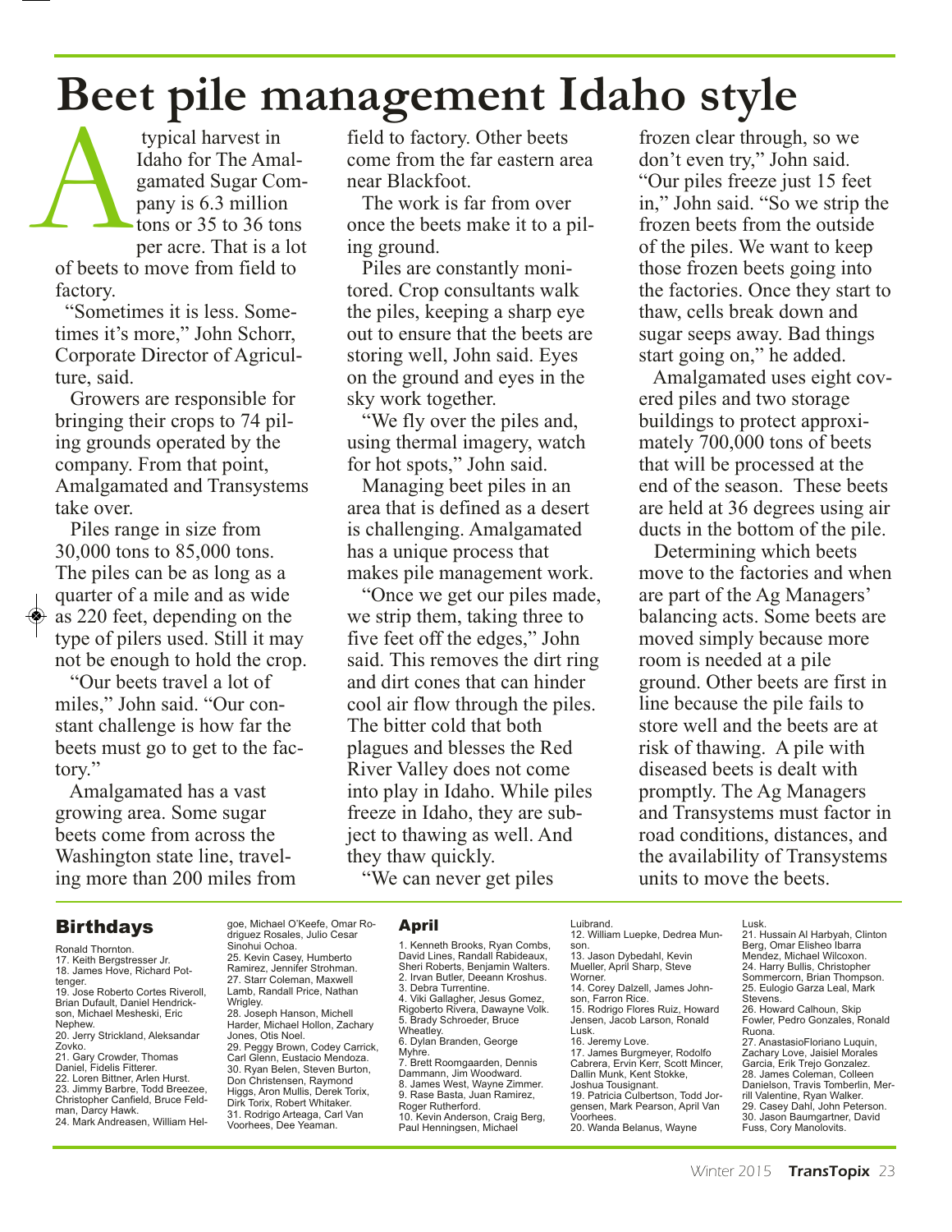# Beet pile management Idaho style

A typical harvest in Idaho for The Amalgamated Sugar Company is 6.3 million tons or 35 to 36 tons per acre. That is a lot of beets to move from field to factory.

"Sometimes it is less. Sometimes it's more," John Schorr, Corporate Director of Agriculture, said.

Growers are responsible for bringing their crops to 74 piling grounds operated by the company. From that point, Amalgamated and Transystems take over.

Piles range in size from 30,000 tons to 85,000 tons. The piles can be as long as a quarter of a mile and as wide as 220 feet, depending on the type of pilers used. Still it may not be enough to hold the crop.

"Our beets travel a lot of miles," John said. "Our constant challenge is how far the beets must go to get to the factory."

Amalgamated has a vast growing area. Some sugar beets come from across the Washington state line, traveling more than 200 miles from field to factory. Other beets come from the far eastern area near Blackfoot.

The work is far from over once the beets make it to a piling ground.

Piles are constantly monitored. Crop consultants walk the piles, keeping a sharp eye out to ensure that the beets are storing well, John said. Eyes on the ground and eyes in the sky work together.

"We fly over the piles and, using thermal imagery, watch for hot spots," John said.

Managing beet piles in an area that is defined as a desert is challenging. Amalgamated has a unique process that makes pile management work.

"Once we get our piles made, we strip them, taking three to five feet off the edges," John said. This removes the dirt ring and dirt cones that can hinder cool air flow through the piles. The bitter cold that both plagues and blesses the Red River Valley does not come into play in Idaho. While piles freeze in Idaho, they are subject to thawing as well. And they thaw quickly.

"We can never get piles frozen clear through, so we don't even try," John said. "Our piles freeze just 15 feet in," John said. "So we strip the frozen beets from the outside of the piles. We want to keep those frozen beets going into the factories. Once they start to thaw, cells break down and sugar seeps away. Bad things start going on," he added.

Amalgamated uses eight covered piles and two storage buildings to protect approximately 700,000 tons of beets that will be processed at the end of the season. These beets are held at 36 degrees using air ducts in the bottom of the pile.

Determining which beets move to the factories and when are part of the Ag Managers' balancing acts. Some beets are moved simply because more room is needed at a pile ground. Other beets are first in line because the pile fails to store well and the beets are at risk of thawing. A pile with diseased beets is dealt with promptly. The Ag Managers and Transystems must factor in road conditions, distances, and the availability of Transystems units to move the beets.

## Birthdays

Ronald Thornton.
17. Keith Bergstresser Jr.
18. James Hove, Richard Pottenger.
19. Jose Roberto Cortes Riveroll, Brian Dufault, Daniel Hendrickson, Michael Mesheski, Eric Nephew.
20. Jerry Strickland, Aleksandar Zovko.
21. Gary Crowder, Thomas Daniel, Fidelis Fitterer.
22. Loren Bittner, Arlen Hurst.
23. Jimmy Barbre, Todd Breezee, Christopher Canfield, Bruce Feldman, Darcy Hawk.
24. Mark Andreasen, William Helgoe, Michael O'Keefe, Omar Rodriguez Rosales, Julio Cesar Sinohui Ochoa.
25. Kevin Casey, Humberto Ramirez, Jennifer Strohman.
27. Starr Coleman, Maxwell Lamb, Randall Price, Nathan Wrigley.
28. Joseph Hanson, Michell Harder, Michael Hollon, Zachary Jones, Otis Noel.
29. Peggy Brown, Codey Carrick, Carl Glenn, Eustacio Mendoza.
30. Ryan Belen, Steven Burton, Don Christensen, Raymond Higgs, Aron Mullis, Derek Torix, Dirk Torix, Robert Whitaker.
31. Rodrigo Arteaga, Carl Van Voorhees, Dee Yeaman.

### April

1. Kenneth Brooks, Ryan Combs, David Lines, Randall Rabideaux, Sheri Roberts, Benjamin Walters.
2. Irvan Butler, Deeann Kroshus.
3. Debra Turrentine.
4. Viki Gallagher, Jesus Gomez, Rigoberto Rivera, Dawayne Volk.
5. Brady Schroeder, Bruce Wheatley.
6. Dylan Branden, George Myhre.
7. Brett Roomgaarden, Dennis Dammann, Jim Woodward.
8. James West, Wayne Zimmer.
9. Rase Basta, Juan Ramirez, Roger Rutherford.
10. Kevin Anderson, Craig Berg, Paul Henningsen, Michael Luibrand.
12. William Luepke, Dedrea Munson.
13. Jason Dybedahl, Kevin Mueller, April Sharp, Steve Worner.
14. Corey Dalzell, James Johnson, Farron Rice.
15. Rodrigo Flores Ruiz, Howard Jensen, Jacob Larson, Ronald Lusk.
16. Jeremy Love.
17. James Burgmeyer, Rodolfo Cabrera, Ervin Kerr, Scott Mincer, Dallin Munk, Kent Stokke, Joshua Tousignant.
19. Patricia Culbertson, Todd Jorgensen, Mark Pearson, April Van Voorhees.
20. Wanda Belanus, Wayne Lusk.
21. Hussain Al Harbyah, Clinton Berg, Omar Elisheo Ibarra Mendez, Michael Wilcoxon.
24. Harry Bullis, Christopher Sommercorn, Brian Thompson.
25. Eulogio Garza Leal, Mark Stevens.
26. Howard Calhoun, Skip Fowler, Pedro Gonzales, Ronald Ruona.
27. AnastasioFloriano Luquin, Zachary Love, Jaisiel Morales Garcia, Erik Trejo Gonzalez.
28. James Coleman, Colleen Danielson, Travis Tomberlin, Merrill Valentine, Ryan Walker.
29. Casey Dahl, John Peterson.
30. Jason Baumgartner, David Fuss, Cory Manolovits.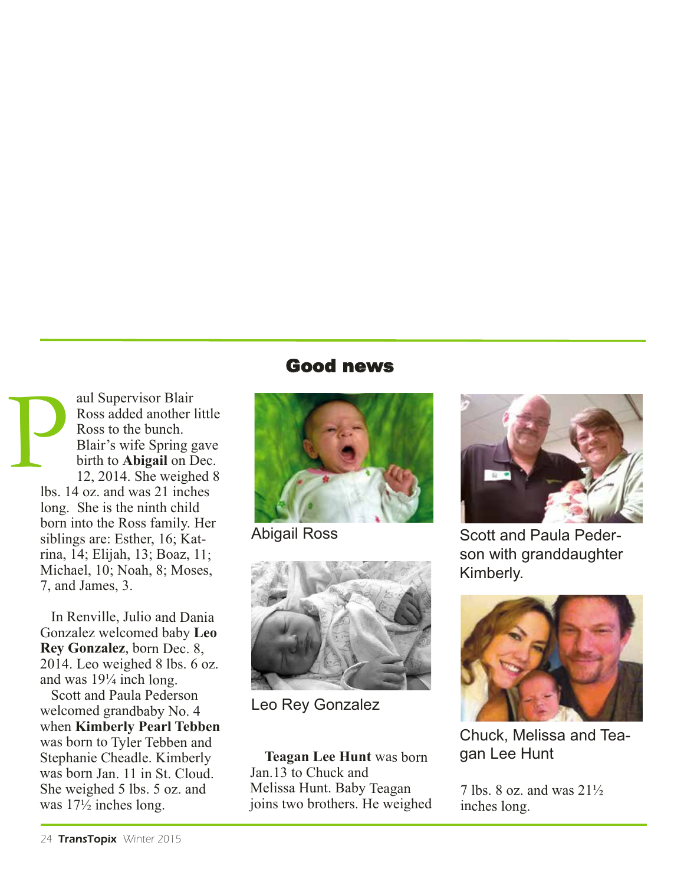## Good news

Paul Supervisor Blair Ross added another little Ross to the bunch. Blair's wife Spring gave birth to **Abigail** on Dec. 12, 2014. She weighed 8 lbs. 14 oz. and was 21 inches long. She is the ninth child born into the Ross family. Her siblings are: Esther, 16; Katrina, 14; Elijah, 13; Boaz, 11; Michael, 10; Noah, 8; Moses, 7, and James, 3.

In Renville, Julio and Dania Gonzalez welcomed baby **Leo Rey Gonzalez**, born Dec. 8, 2014. Leo weighed 8 lbs. 6 oz. and was 19¼ inch long.

Scott and Paula Pederson welcomed grandbaby No. 4 when **Kimberly Pearl Tebben** was born to Tyler Tebben and Stephanie Cheadle. Kimberly was born Jan. 11 in St. Cloud. She weighed 5 lbs. 5 oz. and was 17½ inches long.

Abigail Ross

Leo Rey Gonzalez

**Teagan Lee Hunt** was born Jan.13 to Chuck and Melissa Hunt. Baby Teagan joins two brothers. He weighed 7 lbs. 8 oz. and was 21½ inches long.

Scott and Paula Pederson with granddaughter Kimberly.

Chuck, Melissa and Teagan Lee Hunt